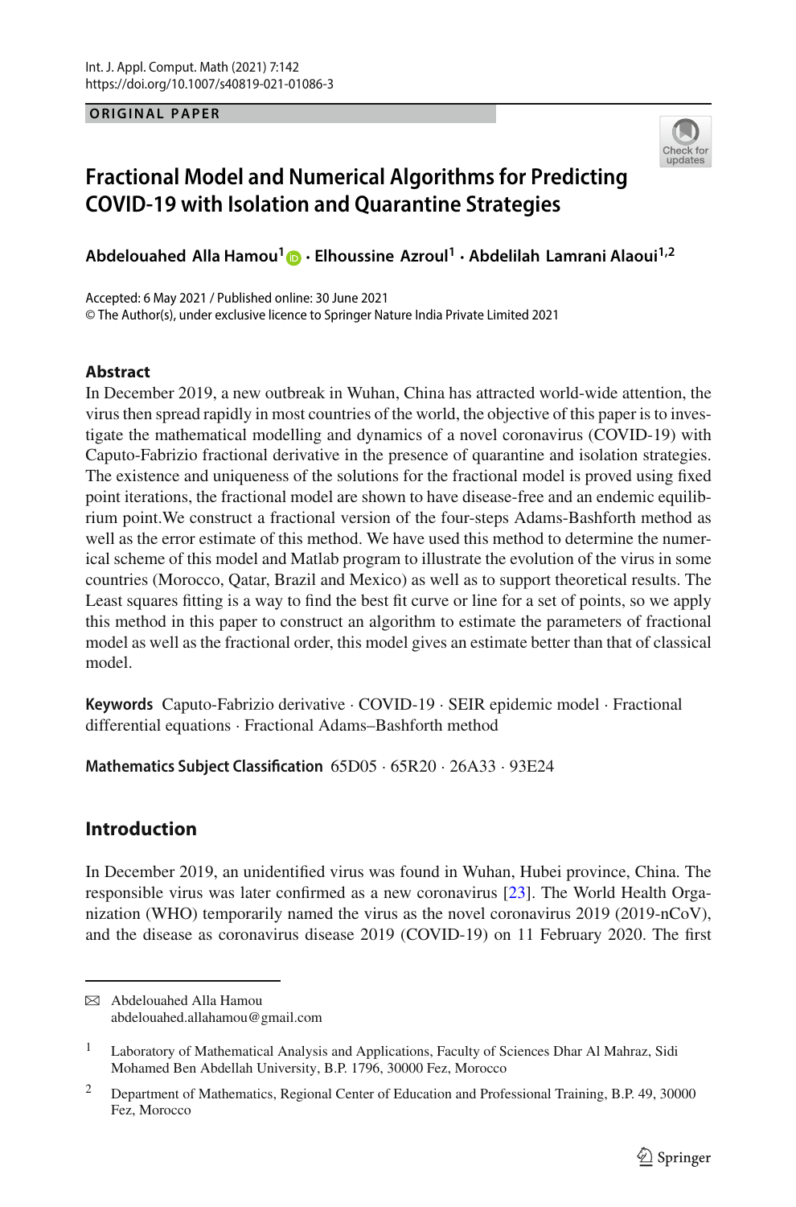ORIGINAL PAPER

# Fractional Model and Numerical Algorithms for Predicting COVID-19 with Isolation and Quarantine Strategies

**Abdelouahed Alla Hamou**[1] · **Elhoussine Azroul**[1] · **Abdelilah Lamrani Alaoui**[1,2]

Accepted: 6 May 2021 / Published online: 30 June 2021
© The Author(s), under exclusive licence to Springer Nature India Private Limited 2021

## Abstract

In December 2019, a new outbreak in Wuhan, China has attracted world-wide attention, the virus then spread rapidly in most countries of the world, the objective of this paper is to investigate the mathematical modelling and dynamics of a novel coronavirus (COVID-19) with Caputo-Fabrizio fractional derivative in the presence of quarantine and isolation strategies. The existence and uniqueness of the solutions for the fractional model is proved using fixed point iterations, the fractional model are shown to have disease-free and an endemic equilibrium point.We construct a fractional version of the four-steps Adams-Bashforth method as well as the error estimate of this method. We have used this method to determine the numerical scheme of this model and Matlab program to illustrate the evolution of the virus in some countries (Morocco, Qatar, Brazil and Mexico) as well as to support theoretical results. The Least squares fitting is a way to find the best fit curve or line for a set of points, so we apply this method in this paper to construct an algorithm to estimate the parameters of fractional model as well as the fractional order, this model gives an estimate better than that of classical model.

**Keywords** Caputo-Fabrizio derivative · COVID-19 · SEIR epidemic model · Fractional differential equations · Fractional Adams–Bashforth method

**Mathematics Subject Classification** 65D05 · 65R20 · 26A33 · 93E24

## Introduction

In December 2019, an unidentified virus was found in Wuhan, Hubei province, China. The responsible virus was later confirmed as a new coronavirus [23]. The World Health Organization (WHO) temporarily named the virus as the novel coronavirus 2019 (2019-nCoV), and the disease as coronavirus disease 2019 (COVID-19) on 11 February 2020. The first

---

✉ Abdelouahed Alla Hamou
abdelouahed.allahamou@gmail.com

[1] Laboratory of Mathematical Analysis and Applications, Faculty of Sciences Dhar Al Mahraz, Sidi Mohamed Ben Abdellah University, B.P. 1796, 30000 Fez, Morocco

[2] Department of Mathematics, Regional Center of Education and Professional Training, B.P. 49, 30000 Fez, Morocco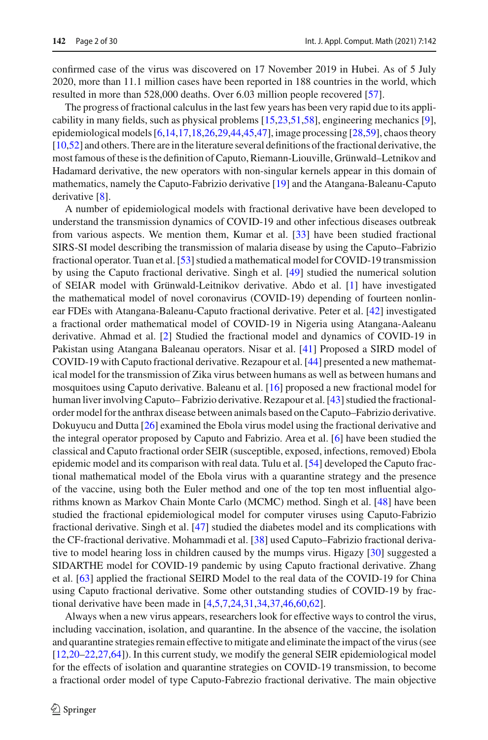confirmed case of the virus was discovered on 17 November 2019 in Hubei. As of 5 July 2020, more than 11.1 million cases have been reported in 188 countries in the world, which resulted in more than 528,000 deaths. Over 6.03 million people recovered [57].

The progress of fractional calculus in the last few years has been very rapid due to its applicability in many fields, such as physical problems [15,23,51,58], engineering mechanics [9], epidemiological models [6,14,17,18,26,29,44,45,47], image processing [28,59], chaos theory [10,52] and others. There are in the literature several definitions of the fractional derivative, the most famous of these is the definition of Caputo, Riemann-Liouville, Grünwald–Letnikov and Hadamard derivative, the new operators with non-singular kernels appear in this domain of mathematics, namely the Caputo-Fabrizio derivative [19] and the Atangana-Baleanu-Caputo derivative [8].

A number of epidemiological models with fractional derivative have been developed to understand the transmission dynamics of COVID-19 and other infectious diseases outbreak from various aspects. We mention them, Kumar et al. [33] have been studied fractional SIRS-SI model describing the transmission of malaria disease by using the Caputo–Fabrizio fractional operator. Tuan et al. [53] studied a mathematical model for COVID-19 transmission by using the Caputo fractional derivative. Singh et al. [49] studied the numerical solution of SEIAR model with Grünwald-Leitnikov derivative. Abdo et al. [1] have investigated the mathematical model of novel coronavirus (COVID-19) depending of fourteen nonlinear FDEs with Atangana-Baleanu-Caputo fractional derivative. Peter et al. [42] investigated a fractional order mathematical model of COVID-19 in Nigeria using Atangana-Aaleanu derivative. Ahmad et al. [2] Studied the fractional model and dynamics of COVID-19 in Pakistan using Atangana Baleanau operators. Nisar et al. [41] Proposed a SIRD model of COVID-19 with Caputo fractional derivative. Rezapour et al. [44] presented a new mathematical model for the transmission of Zika virus between humans as well as between humans and mosquitoes using Caputo derivative. Baleanu et al. [16] proposed a new fractional model for human liver involving Caputo– Fabrizio derivative. Rezapour et al. [43] studied the fractional-order model for the anthrax disease between animals based on the Caputo–Fabrizio derivative. Dokuyucu and Dutta [26] examined the Ebola virus model using the fractional derivative and the integral operator proposed by Caputo and Fabrizio. Area et al. [6] have been studied the classical and Caputo fractional order SEIR (susceptible, exposed, infections, removed) Ebola epidemic model and its comparison with real data. Tulu et al. [54] developed the Caputo fractional mathematical model of the Ebola virus with a quarantine strategy and the presence of the vaccine, using both the Euler method and one of the top ten most influential algorithms known as Markov Chain Monte Carlo (MCMC) method. Singh et al. [48] have been studied the fractional epidemiological model for computer viruses using Caputo-Fabrizio fractional derivative. Singh et al. [47] studied the diabetes model and its complications with the CF-fractional derivative. Mohammadi et al. [38] used Caputo–Fabrizio fractional derivative to model hearing loss in children caused by the mumps virus. Higazy [30] suggested a SIDARTHE model for COVID-19 pandemic by using Caputo fractional derivative. Zhang et al. [63] applied the fractional SEIRD Model to the real data of the COVID-19 for China using Caputo fractional derivative. Some other outstanding studies of COVID-19 by fractional derivative have been made in [4,5,7,24,31,34,37,46,60,62].

Always when a new virus appears, researchers look for effective ways to control the virus, including vaccination, isolation, and quarantine. In the absence of the vaccine, the isolation and quarantine strategies remain effective to mitigate and eliminate the impact of the virus (see [12,20–22,27,64]). In this current study, we modify the general SEIR epidemiological model for the effects of isolation and quarantine strategies on COVID-19 transmission, to become a fractional order model of type Caputo-Fabrezio fractional derivative. The main objective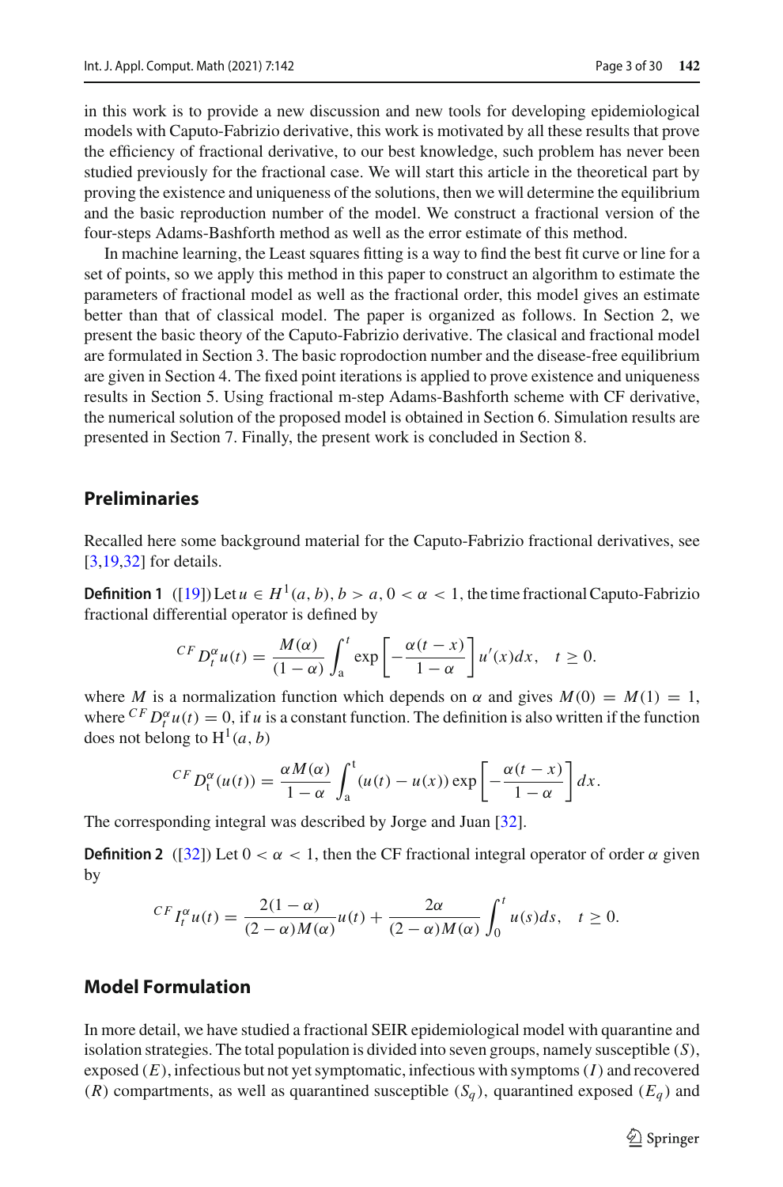in this work is to provide a new discussion and new tools for developing epidemiological models with Caputo-Fabrizio derivative, this work is motivated by all these results that prove the efficiency of fractional derivative, to our best knowledge, such problem has never been studied previously for the fractional case. We will start this article in the theoretical part by proving the existence and uniqueness of the solutions, then we will determine the equilibrium and the basic reproduction number of the model. We construct a fractional version of the four-steps Adams-Bashforth method as well as the error estimate of this method.

In machine learning, the Least squares fitting is a way to find the best fit curve or line for a set of points, so we apply this method in this paper to construct an algorithm to estimate the parameters of fractional model as well as the fractional order, this model gives an estimate better than that of classical model. The paper is organized as follows. In Section 2, we present the basic theory of the Caputo-Fabrizio derivative. The clasical and fractional model are formulated in Section 3. The basic roprodoction number and the disease-free equilibrium are given in Section 4. The fixed point iterations is applied to prove existence and uniqueness results in Section 5. Using fractional m-step Adams-Bashforth scheme with CF derivative, the numerical solution of the proposed model is obtained in Section 6. Simulation results are presented in Section 7. Finally, the present work is concluded in Section 8.

## Preliminaries

Recalled here some background material for the Caputo-Fabrizio fractional derivatives, see [3,19,32] for details.

**Definition 1** ([19]) Let $u \in H^1(a,b)$, $b > a$, $0 < \alpha < 1$, the time fractional Caputo-Fabrizio fractional differential operator is defined by

$$^{CF}D_t^{\alpha} u(t) = \frac{M(\alpha)}{(1-\alpha)} \int_{a}^{t} \exp\left[-\frac{\alpha(t-x)}{1-\alpha}\right] u'(x)dx, \quad t \geq 0.$$

where $M$ is a normalization function which depends on $\alpha$ and gives $M(0) = M(1) = 1$, where $^{CF}D_t^{\alpha} u(t) = 0$, if $u$ is a constant function. The definition is also written if the function does not belong to $\mathrm{H}^1(a,b)$

$$^{CF}D_{\mathrm{t}}^{\alpha}(u(t)) = \frac{\alpha M(\alpha)}{1-\alpha} \int_{a}^{t} (u(t)-u(x)) \exp\left[-\frac{\alpha(t-x)}{1-\alpha}\right] dx.$$

The corresponding integral was described by Jorge and Juan [32].

**Definition 2** ([32]) Let $0 < \alpha < 1$, then the CF fractional integral operator of order $\alpha$ given by

$$^{CF}I_t^{\alpha} u(t) = \frac{2(1-\alpha)}{(2-\alpha)M(\alpha)} u(t) + \frac{2\alpha}{(2-\alpha)M(\alpha)} \int_0^t u(s)ds, \quad t \geq 0.$$

## Model Formulation

In more detail, we have studied a fractional SEIR epidemiological model with quarantine and isolation strategies. The total population is divided into seven groups, namely susceptible ($S$), exposed ($E$), infectious but not yet symptomatic, infectious with symptoms ($I$) and recovered ($R$) compartments, as well as quarantined susceptible ($S_q$), quarantined exposed ($E_q$) and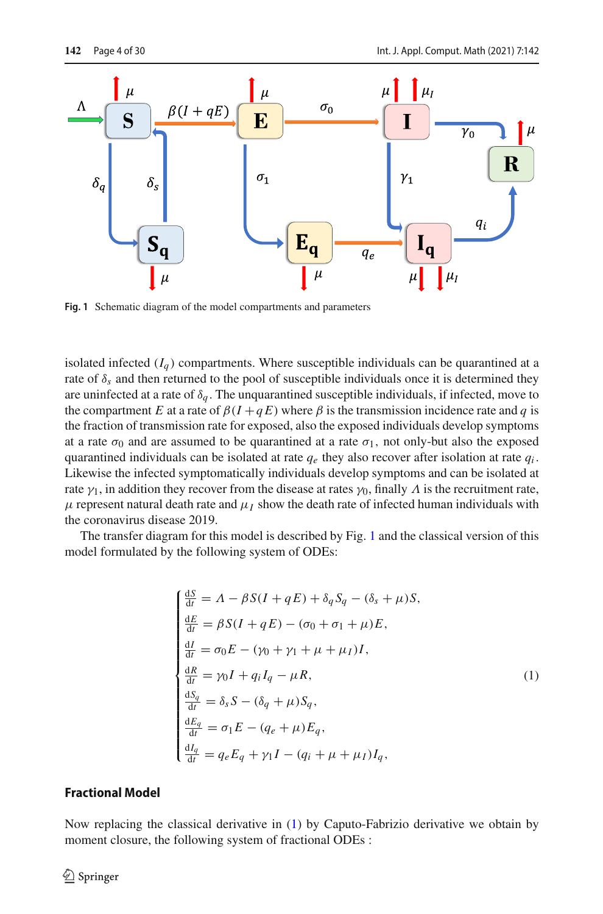Fig. 1 Schematic diagram of the model compartments and parameters

isolated infected ($I_q$) compartments. Where susceptible individuals can be quarantined at a rate of $\delta_s$ and then returned to the pool of susceptible individuals once it is determined they are uninfected at a rate of $\delta_q$. The unquarantined susceptible individuals, if infected, move to the compartment $E$ at a rate of $\beta(I + qE)$ where $\beta$ is the transmission incidence rate and $q$ is the fraction of transmission rate for exposed, also the exposed individuals develop symptoms at a rate $\sigma_0$ and are assumed to be quarantined at a rate $\sigma_1$, not only-but also the exposed quarantined individuals can be isolated at rate $q_e$ they also recover after isolation at rate $q_i$. Likewise the infected symptomatically individuals develop symptoms and can be isolated at rate $\gamma_1$, in addition they recover from the disease at rates $\gamma_0$, finally $\Lambda$ is the recruitment rate, $\mu$ represent natural death rate and $\mu_I$ show the death rate of infected human individuals with the coronavirus disease 2019.

The transfer diagram for this model is described by Fig. 1 and the classical version of this model formulated by the following system of ODEs:

$$
\begin{cases}
\frac{dS}{dt} = \Lambda - \beta S(I + qE) + \delta_q S_q - (\delta_s + \mu)S, \\
\frac{dE}{dt} = \beta S(I + qE) - (\sigma_0 + \sigma_1 + \mu)E, \\
\frac{dI}{dt} = \sigma_0 E - (\gamma_0 + \gamma_1 + \mu + \mu_I)I, \\
\frac{dR}{dt} = \gamma_0 I + q_i I_q - \mu R, \\
\frac{dS_q}{dt} = \delta_s S - (\delta_q + \mu)S_q, \\
\frac{dE_q}{dt} = \sigma_1 E - (q_e + \mu)E_q, \\
\frac{dI_q}{dt} = q_e E_q + \gamma_1 I - (q_i + \mu + \mu_I)I_q,
\end{cases}
\tag{1}
$$

## Fractional Model

Now replacing the classical derivative in (1) by Caputo-Fabrizio derivative we obtain by moment closure, the following system of fractional ODEs :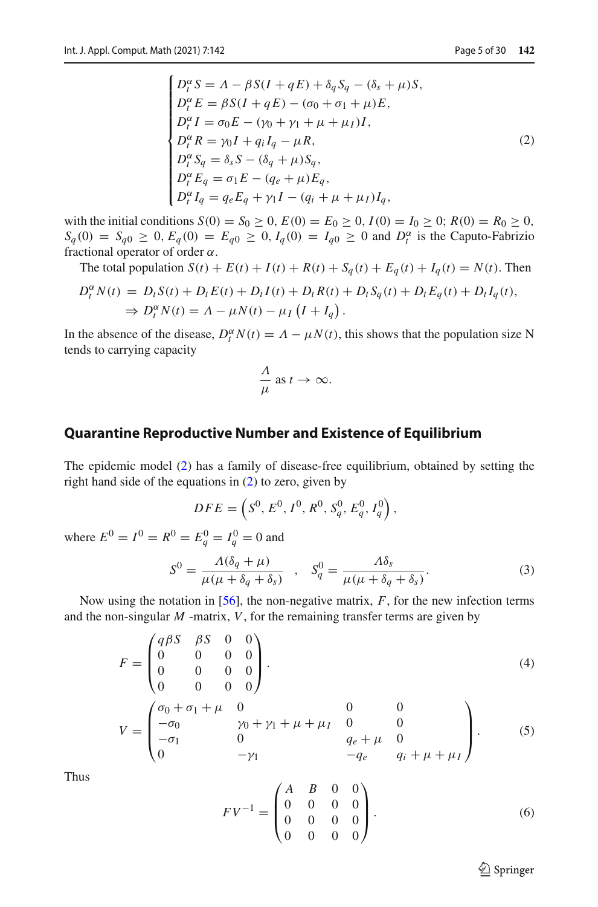$$
\begin{cases}
D_t^\alpha S = \Lambda - \beta S(I + qE) + \delta_q S_q - (\delta_s + \mu)S, \\
D_t^\alpha E = \beta S(I + qE) - (\sigma_0 + \sigma_1 + \mu)E, \\
D_t^\alpha I = \sigma_0 E - (\gamma_0 + \gamma_1 + \mu + \mu_I)I, \\
D_t^\alpha R = \gamma_0 I + q_i I_q - \mu R, \\
D_t^\alpha S_q = \delta_s S - (\delta_q + \mu)S_q, \\
D_t^\alpha E_q = \sigma_1 E - (q_e + \mu)E_q, \\
D_t^\alpha I_q = q_e E_q + \gamma_1 I - (q_i + \mu + \mu_I)I_q,
\end{cases}
\tag{2}
$$

with the initial conditions $S(0) = S_0 \geq 0$, $E(0) = E_0 \geq 0$, $I(0) = I_0 \geq 0$; $R(0) = R_0 \geq 0$, $S_q(0) = S_{q0} \geq 0$, $E_q(0) = E_{q0} \geq 0$, $I_q(0) = I_{q0} \geq 0$ and $D_t^\alpha$ is the Caputo-Fabrizio fractional operator of order $\alpha$.

The total population $S(t) + E(t) + I(t) + R(t) + S_q(t) + E_q(t) + I_q(t) = N(t)$. Then

$$
\begin{aligned}
D_t^\alpha N(t) &= D_t S(t) + D_t E(t) + D_t I(t) + D_t R(t) + D_t S_q(t) + D_t E_q(t) + D_t I_q(t), \\
&\Rightarrow D_t^\alpha N(t) = \Lambda - \mu N(t) - \mu_I \left(I + I_q\right).
\end{aligned}
$$

In the absence of the disease, $D_t^\alpha N(t) = \Lambda - \mu N(t)$, this shows that the population size N tends to carrying capacity

$$
\frac{\Lambda}{\mu} \text{ as } t \to \infty.
$$

## Quarantine Reproductive Number and Existence of Equilibrium

The epidemic model (2) has a family of disease-free equilibrium, obtained by setting the right hand side of the equations in (2) to zero, given by

$$
DFE = \left(S^0, E^0, I^0, R^0, S_q^0, E_q^0, I_q^0\right),
$$

where $E^0 = I^0 = R^0 = E_q^0 = I_q^0 = 0$ and

$$
S^0 = \frac{\Lambda(\delta_q + \mu)}{\mu(\mu + \delta_q + \delta_s)} \quad , \quad S_q^0 = \frac{\Lambda \delta_s}{\mu(\mu + \delta_q + \delta_s)}. \tag{3}
$$

Now using the notation in [56], the non-negative matrix, $F$, for the new infection terms and the non-singular $M$ -matrix, $V$, for the remaining transfer terms are given by

$$
F = \begin{pmatrix} q\beta S & \beta S & 0 & 0 \\ 0 & 0 & 0 & 0 \\ 0 & 0 & 0 & 0 \\ 0 & 0 & 0 & 0 \end{pmatrix}. \tag{4}
$$

$$
V = \begin{pmatrix} \sigma_0 + \sigma_1 + \mu & 0 & 0 & 0 \\ -\sigma_0 & \gamma_0 + \gamma_1 + \mu + \mu_I & 0 & 0 \\ -\sigma_1 & 0 & q_e + \mu & 0 \\ 0 & -\gamma_1 & -q_e & q_i + \mu + \mu_I \end{pmatrix}. \tag{5}
$$

Thus

$$
FV^{-1} = \begin{pmatrix} A & B & 0 & 0 \\ 0 & 0 & 0 & 0 \\ 0 & 0 & 0 & 0 \\ 0 & 0 & 0 & 0 \end{pmatrix}. \tag{6}
$$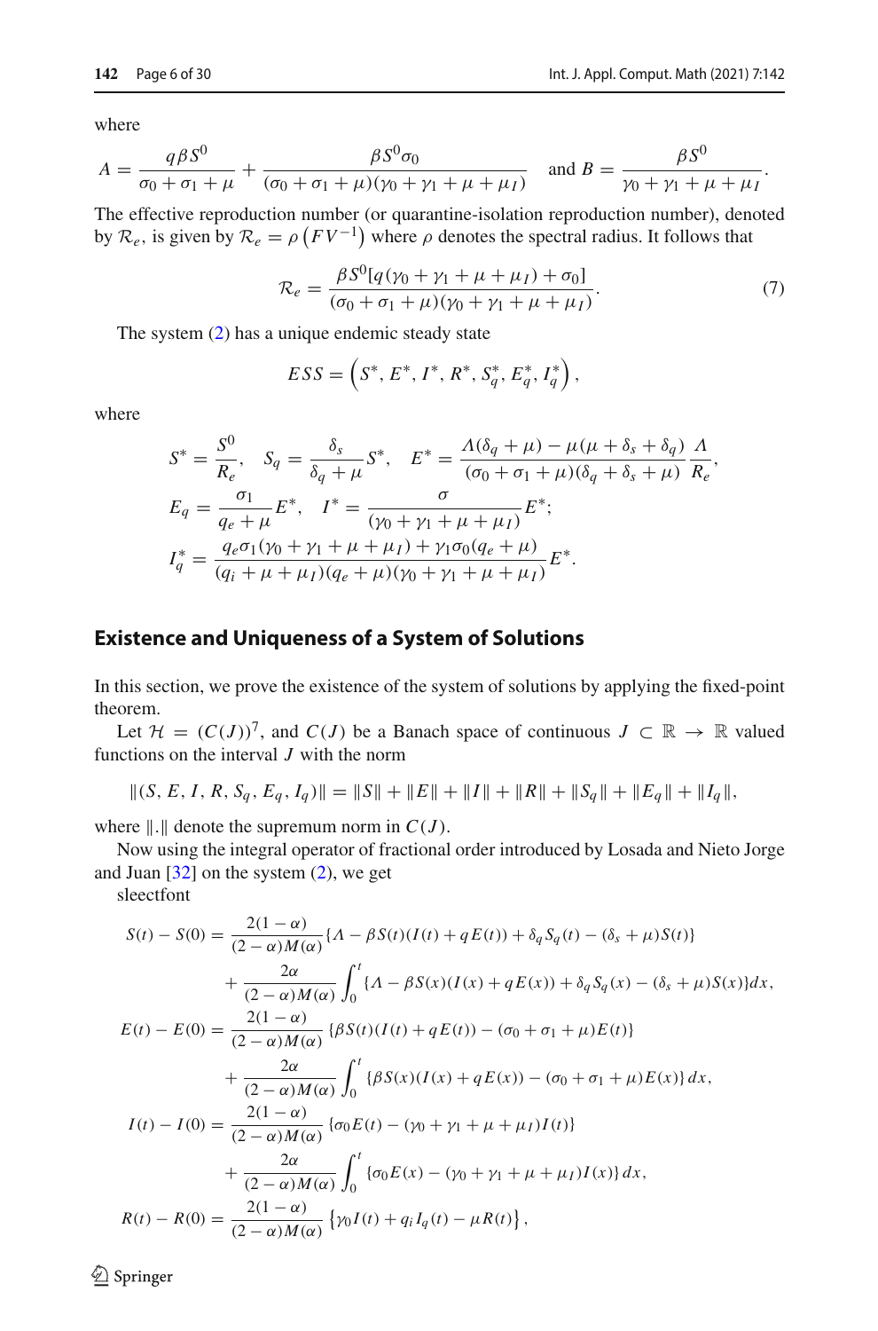where

$$A = \frac{q\beta S^0}{\sigma_0 + \sigma_1 + \mu} + \frac{\beta S^0 \sigma_0}{(\sigma_0 + \sigma_1 + \mu)(\gamma_0 + \gamma_1 + \mu + \mu_I)} \quad \text{and } B = \frac{\beta S^0}{\gamma_0 + \gamma_1 + \mu + \mu_I}.$$

The effective reproduction number (or quarantine-isolation reproduction number), denoted by $\mathcal{R}_e$, is given by $\mathcal{R}_e = \rho\left(FV^{-1}\right)$ where $\rho$ denotes the spectral radius. It follows that

$$\mathcal{R}_e = \frac{\beta S^0[q(\gamma_0 + \gamma_1 + \mu + \mu_I) + \sigma_0]}{(\sigma_0 + \sigma_1 + \mu)(\gamma_0 + \gamma_1 + \mu + \mu_I)}. \tag{7}$$

The system (2) has a unique endemic steady state

$$ESS = \left(S^*, E^*, I^*, R^*, S_q^*, E_q^*, I_q^*\right),$$

where

$$S^* = \frac{S^0}{R_e}, \quad S_q = \frac{\delta_s}{\delta_q + \mu} S^*, \quad E^* = \frac{\Lambda(\delta_q + \mu) - \mu(\mu + \delta_s + \delta_q)}{(\sigma_0 + \sigma_1 + \mu)(\delta_q + \delta_s + \mu)} \frac{\Lambda}{R_e},$$
$$E_q = \frac{\sigma_1}{q_e + \mu} E^*, \quad I^* = \frac{\sigma}{(\gamma_0 + \gamma_1 + \mu + \mu_I)} E^*;$$
$$I_q^* = \frac{q_e \sigma_1(\gamma_0 + \gamma_1 + \mu + \mu_I) + \gamma_1 \sigma_0(q_e + \mu)}{(q_i + \mu + \mu_I)(q_e + \mu)(\gamma_0 + \gamma_1 + \mu + \mu_I)} E^*.$$

## Existence and Uniqueness of a System of Solutions

In this section, we prove the existence of the system of solutions by applying the fixed-point theorem.

Let $\mathcal{H} = (C(J))^7$, and $C(J)$ be a Banach space of continuous $J \subset \mathbb{R} \to \mathbb{R}$ valued functions on the interval $J$ with the norm

$$\|(S, E, I, R, S_q, E_q, I_q)\| = \|S\| + \|E\| + \|I\| + \|R\| + \|S_q\| + \|E_q\| + \|I_q\|,$$

where $\|.\|$ denote the supremum norm in $C(J)$.

Now using the integral operator of fractional order introduced by Losada and Nieto Jorge and Juan [32] on the system (2), we get

sleectfont

$$\begin{aligned}
S(t) - S(0) &= \frac{2(1-\alpha)}{(2-\alpha)M(\alpha)}\{\Lambda - \beta S(t)(I(t) + qE(t)) + \delta_q S_q(t) - (\delta_s + \mu)S(t)\} \\
&\quad + \frac{2\alpha}{(2-\alpha)M(\alpha)} \int_0^t \{\Lambda - \beta S(x)(I(x) + qE(x)) + \delta_q S_q(x) - (\delta_s + \mu)S(x)\} dx, \\
E(t) - E(0) &= \frac{2(1-\alpha)}{(2-\alpha)M(\alpha)}\{\beta S(t)(I(t) + qE(t)) - (\sigma_0 + \sigma_1 + \mu)E(t)\} \\
&\quad + \frac{2\alpha}{(2-\alpha)M(\alpha)} \int_0^t \{\beta S(x)(I(x) + qE(x)) - (\sigma_0 + \sigma_1 + \mu)E(x)\} dx, \\
I(t) - I(0) &= \frac{2(1-\alpha)}{(2-\alpha)M(\alpha)}\{\sigma_0 E(t) - (\gamma_0 + \gamma_1 + \mu + \mu_I)I(t)\} \\
&\quad + \frac{2\alpha}{(2-\alpha)M(\alpha)} \int_0^t \{\sigma_0 E(x) - (\gamma_0 + \gamma_1 + \mu + \mu_I)I(x)\} dx, \\
R(t) - R(0) &= \frac{2(1-\alpha)}{(2-\alpha)M(\alpha)}\left\{\gamma_0 I(t) + q_i I_q(t) - \mu R(t)\right\},
\end{aligned}$$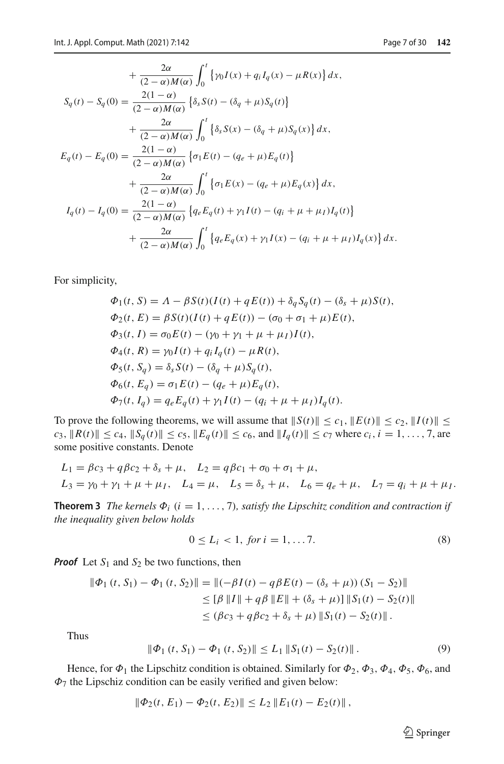$$
+ \frac{2\alpha}{(2-\alpha)M(\alpha)} \int_0^t \left\{ \gamma_0 I(x) + q_i I_q(x) - \mu R(x) \right\} dx,
$$

$$
S_q(t) - S_q(0) = \frac{2(1-\alpha)}{(2-\alpha)M(\alpha)} \left\{ \delta_s S(t) - (\delta_q + \mu) S_q(t) \right\}
+ \frac{2\alpha}{(2-\alpha)M(\alpha)} \int_0^t \left\{ \delta_s S(x) - (\delta_q + \mu) S_q(x) \right\} dx,
$$

$$
E_q(t) - E_q(0) = \frac{2(1-\alpha)}{(2-\alpha)M(\alpha)} \left\{ \sigma_1 E(t) - (q_e + \mu) E_q(t) \right\}
+ \frac{2\alpha}{(2-\alpha)M(\alpha)} \int_0^t \left\{ \sigma_1 E(x) - (q_e + \mu) E_q(x) \right\} dx,
$$

$$
I_q(t) - I_q(0) = \frac{2(1-\alpha)}{(2-\alpha)M(\alpha)} \left\{ q_e E_q(t) + \gamma_1 I(t) - (q_i + \mu + \mu_I) I_q(t) \right\}
+ \frac{2\alpha}{(2-\alpha)M(\alpha)} \int_0^t \left\{ q_e E_q(x) + \gamma_1 I(x) - (q_i + \mu + \mu_I) I_q(x) \right\} dx.
$$

For simplicity,

$$
\begin{aligned}
\Phi_1(t, S) &= \Lambda - \beta S(t)(I(t) + qE(t)) + \delta_q S_q(t) - (\delta_s + \mu) S(t), \\
\Phi_2(t, E) &= \beta S(t)(I(t) + qE(t)) - (\sigma_0 + \sigma_1 + \mu) E(t), \\
\Phi_3(t, I) &= \sigma_0 E(t) - (\gamma_0 + \gamma_1 + \mu + \mu_I) I(t), \\
\Phi_4(t, R) &= \gamma_0 I(t) + q_i I_q(t) - \mu R(t), \\
\Phi_5(t, S_q) &= \delta_s S(t) - (\delta_q + \mu) S_q(t), \\
\Phi_6(t, E_q) &= \sigma_1 E(t) - (q_e + \mu) E_q(t), \\
\Phi_7(t, I_q) &= q_e E_q(t) + \gamma_1 I(t) - (q_i + \mu + \mu_I) I_q(t).
\end{aligned}
$$

To prove the following theorems, we will assume that $\|S(t)\| \leq c_1$, $\|E(t)\| \leq c_2$, $\|I(t)\| \leq c_3$, $\|R(t)\| \leq c_4$, $\|S_q(t)\| \leq c_5$, $\|E_q(t)\| \leq c_6$, and $\|I_q(t)\| \leq c_7$ where $c_i, i = 1, \ldots, 7$, are some positive constants. Denote

$$
L_1 = \beta c_3 + q\beta c_2 + \delta_s + \mu, \quad L_2 = q\beta c_1 + \sigma_0 + \sigma_1 + \mu,
$$
$$
L_3 = \gamma_0 + \gamma_1 + \mu + \mu_I, \quad L_4 = \mu, \quad L_5 = \delta_s + \mu, \quad L_6 = q_e + \mu, \quad L_7 = q_i + \mu + \mu_I.
$$

**Theorem 3** *The kernels $\Phi_i$ $(i = 1, \ldots, 7)$, satisfy the Lipschitz condition and contraction if the inequality given below holds*

$$
0 \leq L_i < 1, \text{ for } i = 1, \ldots 7. \tag{8}
$$

***Proof*** Let $S_1$ and $S_2$ be two functions, then

$$
\begin{aligned}
\|\Phi_1(t, S_1) - \Phi_1(t, S_2)\| &= \|(-\beta I(t) - q\beta E(t) - (\delta_s + \mu))(S_1 - S_2)\| \\
&\leq [\beta \|I\| + q\beta \|E\| + (\delta_s + \mu)] \|S_1(t) - S_2(t)\| \\
&\leq (\beta c_3 + q\beta c_2 + \delta_s + \mu) \|S_1(t) - S_2(t)\|.
\end{aligned}
$$

Thus

$$
\|\Phi_1(t, S_1) - \Phi_1(t, S_2)\| \leq L_1 \|S_1(t) - S_2(t)\|. \tag{9}
$$

Hence, for $\Phi_1$ the Lipschitz condition is obtained. Similarly for $\Phi_2$, $\Phi_3$, $\Phi_4$, $\Phi_5$, $\Phi_6$, and $\Phi_7$ the Lipschiz condition can be easily verified and given below:

$$
\|\Phi_2(t, E_1) - \Phi_2(t, E_2)\| \leq L_2 \|E_1(t) - E_2(t)\|,
$$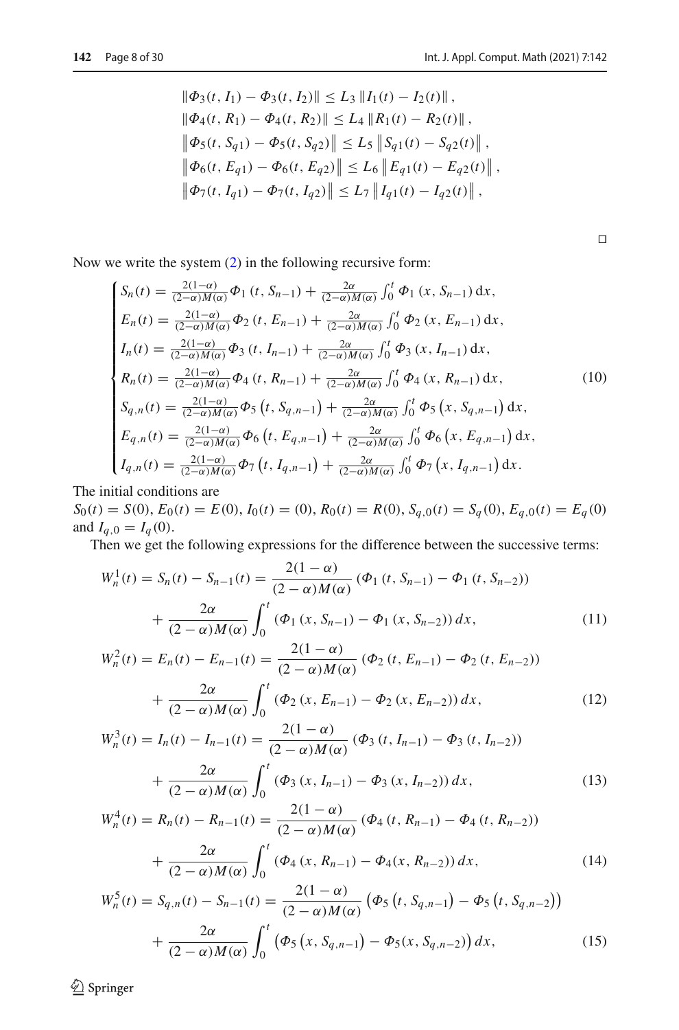$$
\begin{aligned}
&\|\Phi_3(t, I_1) - \Phi_3(t, I_2)\| \leq L_3 \|I_1(t) - I_2(t)\|, \\
&\|\Phi_4(t, R_1) - \Phi_4(t, R_2)\| \leq L_4 \|R_1(t) - R_2(t)\|, \\
&\left\|\Phi_5(t, S_{q1}) - \Phi_5(t, S_{q2})\right\| \leq L_5 \left\|S_{q1}(t) - S_{q2}(t)\right\|, \\
&\left\|\Phi_6(t, E_{q1}) - \Phi_6(t, E_{q2})\right\| \leq L_6 \left\|E_{q1}(t) - E_{q2}(t)\right\|, \\
&\left\|\Phi_7(t, I_{q1}) - \Phi_7(t, I_{q2})\right\| \leq L_7 \left\|I_{q1}(t) - I_{q2}(t)\right\|,
\end{aligned}
$$

□

Now we write the system (2) in the following recursive form:

$$
\begin{cases}
S_n(t) = \frac{2(1-\alpha)}{(2-\alpha)M(\alpha)}\Phi_1\left(t, S_{n-1}\right) + \frac{2\alpha}{(2-\alpha)M(\alpha)}\int_0^t \Phi_1\left(x, S_{n-1}\right) \mathrm{d}x, \\
E_n(t) = \frac{2(1-\alpha)}{(2-\alpha)M(\alpha)}\Phi_2\left(t, E_{n-1}\right) + \frac{2\alpha}{(2-\alpha)M(\alpha)}\int_0^t \Phi_2\left(x, E_{n-1}\right) \mathrm{d}x, \\
I_n(t) = \frac{2(1-\alpha)}{(2-\alpha)M(\alpha)}\Phi_3\left(t, I_{n-1}\right) + \frac{2\alpha}{(2-\alpha)M(\alpha)}\int_0^t \Phi_3\left(x, I_{n-1}\right) \mathrm{d}x, \\
R_n(t) = \frac{2(1-\alpha)}{(2-\alpha)M(\alpha)}\Phi_4\left(t, R_{n-1}\right) + \frac{2\alpha}{(2-\alpha)M(\alpha)}\int_0^t \Phi_4\left(x, R_{n-1}\right) \mathrm{d}x, \\
S_{q,n}(t) = \frac{2(1-\alpha)}{(2-\alpha)M(\alpha)}\Phi_5\left(t, S_{q,n-1}\right) + \frac{2\alpha}{(2-\alpha)M(\alpha)}\int_0^t \Phi_5\left(x, S_{q,n-1}\right) \mathrm{d}x, \\
E_{q,n}(t) = \frac{2(1-\alpha)}{(2-\alpha)M(\alpha)}\Phi_6\left(t, E_{q,n-1}\right) + \frac{2\alpha}{(2-\alpha)M(\alpha)}\int_0^t \Phi_6\left(x, E_{q,n-1}\right) \mathrm{d}x, \\
I_{q,n}(t) = \frac{2(1-\alpha)}{(2-\alpha)M(\alpha)}\Phi_7\left(t, I_{q,n-1}\right) + \frac{2\alpha}{(2-\alpha)M(\alpha)}\int_0^t \Phi_7\left(x, I_{q,n-1}\right) \mathrm{d}x.
\end{cases}
\tag{10}
$$

The initial conditions are
$S_0(t) = S(0)$, $E_0(t) = E(0)$, $I_0(t) = (0)$, $R_0(t) = R(0)$, $S_{q,0}(t) = S_q(0)$, $E_{q,0}(t) = E_q(0)$ and $I_{q,0} = I_q(0)$.

Then we get the following expressions for the difference between the successive terms:

$$
\begin{aligned}
W_n^1(t) = S_n(t) - S_{n-1}(t) &= \frac{2(1-\alpha)}{(2-\alpha)M(\alpha)}\left(\Phi_1\left(t, S_{n-1}\right) - \Phi_1\left(t, S_{n-2}\right)\right) \\
&\quad + \frac{2\alpha}{(2-\alpha)M(\alpha)}\int_0^t \left(\Phi_1\left(x, S_{n-1}\right) - \Phi_1\left(x, S_{n-2}\right)\right) dx,
\end{aligned}
\tag{11}
$$

$$
\begin{aligned}
W_n^2(t) = E_n(t) - E_{n-1}(t) &= \frac{2(1-\alpha)}{(2-\alpha)M(\alpha)}\left(\Phi_2\left(t, E_{n-1}\right) - \Phi_2\left(t, E_{n-2}\right)\right) \\
&\quad + \frac{2\alpha}{(2-\alpha)M(\alpha)}\int_0^t \left(\Phi_2\left(x, E_{n-1}\right) - \Phi_2\left(x, E_{n-2}\right)\right) dx,
\end{aligned}
\tag{12}
$$

$$
\begin{aligned}
W_n^3(t) = I_n(t) - I_{n-1}(t) &= \frac{2(1-\alpha)}{(2-\alpha)M(\alpha)}\left(\Phi_3\left(t, I_{n-1}\right) - \Phi_3\left(t, I_{n-2}\right)\right) \\
&\quad + \frac{2\alpha}{(2-\alpha)M(\alpha)}\int_0^t \left(\Phi_3\left(x, I_{n-1}\right) - \Phi_3\left(x, I_{n-2}\right)\right) dx,
\end{aligned}
\tag{13}
$$

$$
\begin{aligned}
W_n^4(t) = R_n(t) - R_{n-1}(t) &= \frac{2(1-\alpha)}{(2-\alpha)M(\alpha)}\left(\Phi_4\left(t, R_{n-1}\right) - \Phi_4\left(t, R_{n-2}\right)\right) \\
&\quad + \frac{2\alpha}{(2-\alpha)M(\alpha)}\int_0^t \left(\Phi_4\left(x, R_{n-1}\right) - \Phi_4(x, R_{n-2})\right) dx,
\end{aligned}
\tag{14}
$$

$$
\begin{aligned}
W_n^5(t) = S_{q,n}(t) - S_{n-1}(t) &= \frac{2(1-\alpha)}{(2-\alpha)M(\alpha)}\left(\Phi_5\left(t, S_{q,n-1}\right) - \Phi_5\left(t, S_{q,n-2}\right)\right) \\
&\quad + \frac{2\alpha}{(2-\alpha)M(\alpha)}\int_0^t \left(\Phi_5\left(x, S_{q,n-1}\right) - \Phi_5(x, S_{q,n-2})\right) dx,
\end{aligned}
\tag{15}
$$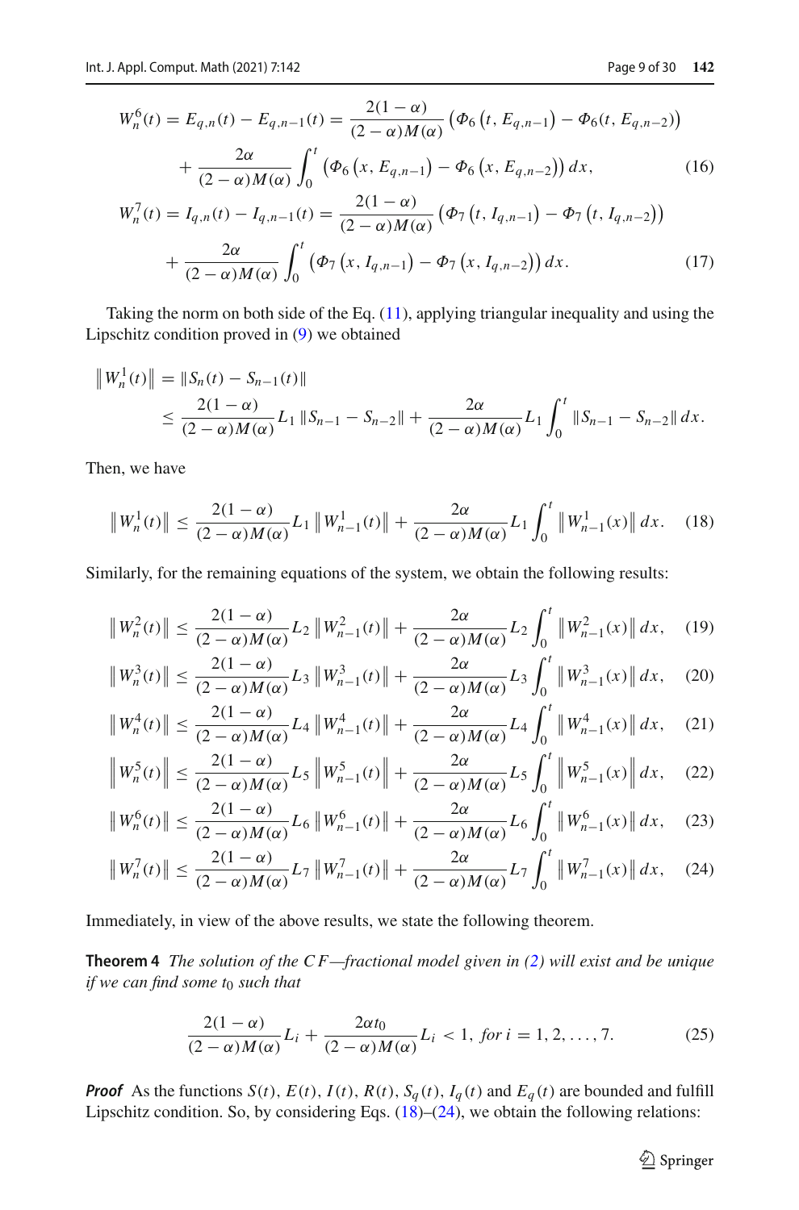$$W_n^6(t) = E_{q,n}(t) - E_{q,n-1}(t) = \frac{2(1-\alpha)}{(2-\alpha)M(\alpha)}\left(\Phi_6\left(t, E_{q,n-1}\right) - \Phi_6(t, E_{q,n-2})\right) + \frac{2\alpha}{(2-\alpha)M(\alpha)}\int_0^t \left(\Phi_6\left(x, E_{q,n-1}\right) - \Phi_6\left(x, E_{q,n-2}\right)\right)dx, \tag{16}$$

$$W_n^7(t) = I_{q,n}(t) - I_{q,n-1}(t) = \frac{2(1-\alpha)}{(2-\alpha)M(\alpha)}\left(\Phi_7\left(t, I_{q,n-1}\right) - \Phi_7\left(t, I_{q,n-2}\right)\right) + \frac{2\alpha}{(2-\alpha)M(\alpha)}\int_0^t \left(\Phi_7\left(x, I_{q,n-1}\right) - \Phi_7\left(x, I_{q,n-2}\right)\right)dx. \tag{17}$$

Taking the norm on both side of the Eq. (11), applying triangular inequality and using the Lipschitz condition proved in (9) we obtained

$$\left\|W_n^1(t)\right\| = \left\|S_n(t) - S_{n-1}(t)\right\| \leq \frac{2(1-\alpha)}{(2-\alpha)M(\alpha)}L_1\left\|S_{n-1} - S_{n-2}\right\| + \frac{2\alpha}{(2-\alpha)M(\alpha)}L_1\int_0^t \left\|S_{n-1} - S_{n-2}\right\|dx.$$

Then, we have

$$\left\|W_n^1(t)\right\| \leq \frac{2(1-\alpha)}{(2-\alpha)M(\alpha)}L_1\left\|W_{n-1}^1(t)\right\| + \frac{2\alpha}{(2-\alpha)M(\alpha)}L_1\int_0^t \left\|W_{n-1}^1(x)\right\|dx. \tag{18}$$

Similarly, for the remaining equations of the system, we obtain the following results:

$$\left\|W_n^2(t)\right\| \leq \frac{2(1-\alpha)}{(2-\alpha)M(\alpha)}L_2\left\|W_{n-1}^2(t)\right\| + \frac{2\alpha}{(2-\alpha)M(\alpha)}L_2\int_0^t \left\|W_{n-1}^2(x)\right\|dx, \tag{19}$$

$$\left\|W_n^3(t)\right\| \leq \frac{2(1-\alpha)}{(2-\alpha)M(\alpha)}L_3\left\|W_{n-1}^3(t)\right\| + \frac{2\alpha}{(2-\alpha)M(\alpha)}L_3\int_0^t \left\|W_{n-1}^3(x)\right\|dx, \tag{20}$$

$$\left\|W_n^4(t)\right\| \leq \frac{2(1-\alpha)}{(2-\alpha)M(\alpha)}L_4\left\|W_{n-1}^4(t)\right\| + \frac{2\alpha}{(2-\alpha)M(\alpha)}L_4\int_0^t \left\|W_{n-1}^4(x)\right\|dx, \tag{21}$$

$$\left\|W_n^5(t)\right\| \leq \frac{2(1-\alpha)}{(2-\alpha)M(\alpha)}L_5\left\|W_{n-1}^5(t)\right\| + \frac{2\alpha}{(2-\alpha)M(\alpha)}L_5\int_0^t \left\|W_{n-1}^5(x)\right\|dx, \tag{22}$$

$$\left\|W_n^6(t)\right\| \leq \frac{2(1-\alpha)}{(2-\alpha)M(\alpha)}L_6\left\|W_{n-1}^6(t)\right\| + \frac{2\alpha}{(2-\alpha)M(\alpha)}L_6\int_0^t \left\|W_{n-1}^6(x)\right\|dx, \tag{23}$$

$$\left\|W_n^7(t)\right\| \leq \frac{2(1-\alpha)}{(2-\alpha)M(\alpha)}L_7\left\|W_{n-1}^7(t)\right\| + \frac{2\alpha}{(2-\alpha)M(\alpha)}L_7\int_0^t \left\|W_{n-1}^7(x)\right\|dx, \tag{24}$$

Immediately, in view of the above results, we state the following theorem.

**Theorem 4** *The solution of the CF—fractional model given in (2) will exist and be unique if we can find some $t_0$ such that*

$$\frac{2(1-\alpha)}{(2-\alpha)M(\alpha)}L_i + \frac{2\alpha t_0}{(2-\alpha)M(\alpha)}L_i < 1, \; for\; i = 1, 2, \ldots, 7. \tag{25}$$

***Proof*** As the functions $S(t)$, $E(t)$, $I(t)$, $R(t)$, $S_q(t)$, $I_q(t)$ and $E_q(t)$ are bounded and fulfill Lipschitz condition. So, by considering Eqs. (18)–(24), we obtain the following relations: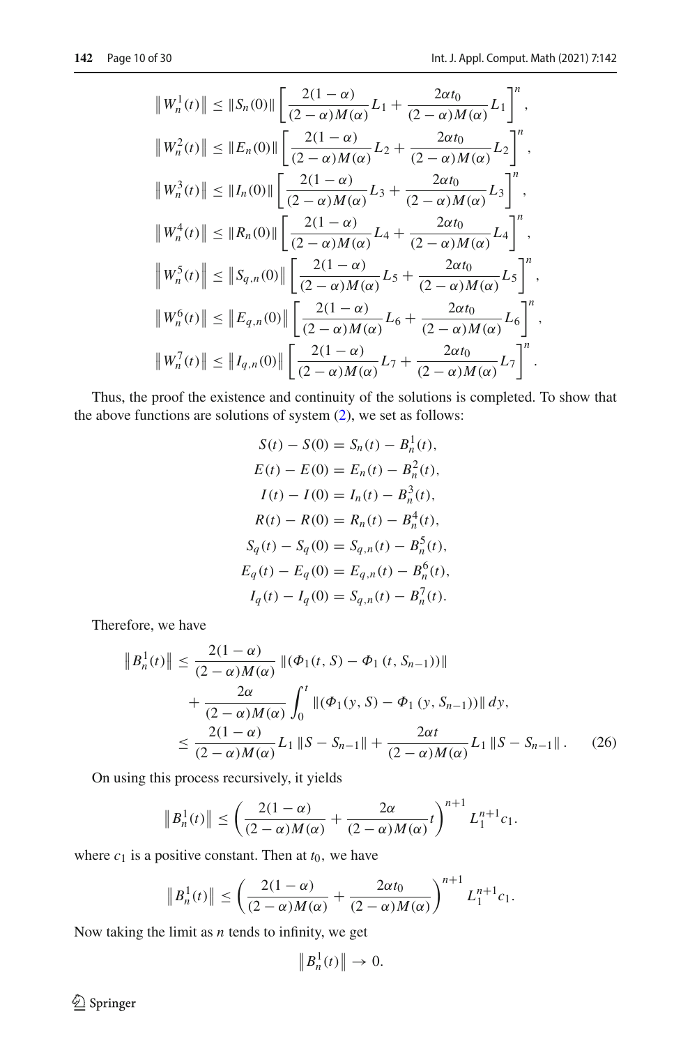$$
\begin{aligned}
\left\| W_n^1(t) \right\| &\le \|S_n(0)\| \left[ \frac{2(1-\alpha)}{(2-\alpha)M(\alpha)} L_1 + \frac{2\alpha t_0}{(2-\alpha)M(\alpha)} L_1 \right]^n, \\
\left\| W_n^2(t) \right\| &\le \|E_n(0)\| \left[ \frac{2(1-\alpha)}{(2-\alpha)M(\alpha)} L_2 + \frac{2\alpha t_0}{(2-\alpha)M(\alpha)} L_2 \right]^n, \\
\left\| W_n^3(t) \right\| &\le \|I_n(0)\| \left[ \frac{2(1-\alpha)}{(2-\alpha)M(\alpha)} L_3 + \frac{2\alpha t_0}{(2-\alpha)M(\alpha)} L_3 \right]^n, \\
\left\| W_n^4(t) \right\| &\le \|R_n(0)\| \left[ \frac{2(1-\alpha)}{(2-\alpha)M(\alpha)} L_4 + \frac{2\alpha t_0}{(2-\alpha)M(\alpha)} L_4 \right]^n, \\
\left\| W_n^5(t) \right\| &\le \left\| S_{q,n}(0) \right\| \left[ \frac{2(1-\alpha)}{(2-\alpha)M(\alpha)} L_5 + \frac{2\alpha t_0}{(2-\alpha)M(\alpha)} L_5 \right]^n, \\
\left\| W_n^6(t) \right\| &\le \left\| E_{q,n}(0) \right\| \left[ \frac{2(1-\alpha)}{(2-\alpha)M(\alpha)} L_6 + \frac{2\alpha t_0}{(2-\alpha)M(\alpha)} L_6 \right]^n, \\
\left\| W_n^7(t) \right\| &\le \left\| I_{q,n}(0) \right\| \left[ \frac{2(1-\alpha)}{(2-\alpha)M(\alpha)} L_7 + \frac{2\alpha t_0}{(2-\alpha)M(\alpha)} L_7 \right]^n.
\end{aligned}
$$

Thus, the proof the existence and continuity of the solutions is completed. To show that the above functions are solutions of system (2), we set as follows:

$$
\begin{aligned}
S(t) - S(0) &= S_n(t) - B_n^1(t), \\
E(t) - E(0) &= E_n(t) - B_n^2(t), \\
I(t) - I(0) &= I_n(t) - B_n^3(t), \\
R(t) - R(0) &= R_n(t) - B_n^4(t), \\
S_q(t) - S_q(0) &= S_{q,n}(t) - B_n^5(t), \\
E_q(t) - E_q(0) &= E_{q,n}(t) - B_n^6(t), \\
I_q(t) - I_q(0) &= S_{q,n}(t) - B_n^7(t).
\end{aligned}
$$

Therefore, we have

$$
\begin{aligned}
\left\| B_n^1(t) \right\| &\le \frac{2(1-\alpha)}{(2-\alpha)M(\alpha)} \left\| (\Phi_1(t,S) - \Phi_1(t, S_{n-1})) \right\| \\
&\quad + \frac{2\alpha}{(2-\alpha)M(\alpha)} \int_0^t \left\| (\Phi_1(y,S) - \Phi_1(y, S_{n-1})) \right\| dy, \\
&\le \frac{2(1-\alpha)}{(2-\alpha)M(\alpha)} L_1 \left\| S - S_{n-1} \right\| + \frac{2\alpha t}{(2-\alpha)M(\alpha)} L_1 \left\| S - S_{n-1} \right\|. \qquad (26)
\end{aligned}
$$

On using this process recursively, it yields

$$
\left\| B_n^1(t) \right\| \le \left( \frac{2(1-\alpha)}{(2-\alpha)M(\alpha)} + \frac{2\alpha}{(2-\alpha)M(\alpha)} t \right)^{n+1} L_1^{n+1} c_1.
$$

where $c_1$ is a positive constant. Then at $t_0$, we have

$$
\left\| B_n^1(t) \right\| \le \left( \frac{2(1-\alpha)}{(2-\alpha)M(\alpha)} + \frac{2\alpha t_0}{(2-\alpha)M(\alpha)} \right)^{n+1} L_1^{n+1} c_1.
$$

Now taking the limit as $n$ tends to infinity, we get

$$
\left\| B_n^1(t) \right\| \to 0.
$$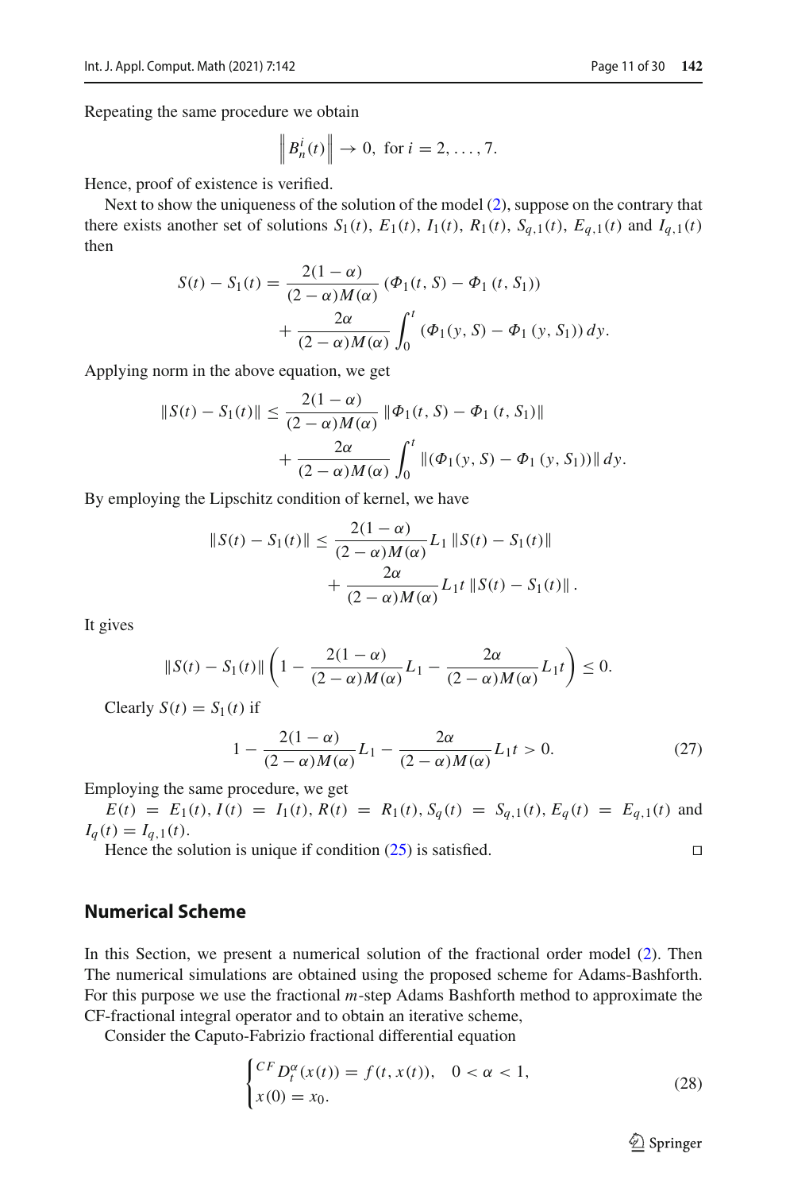Repeating the same procedure we obtain

$$\left\| B_n^i(t) \right\| \to 0, \text{ for } i = 2, \ldots, 7.$$

Hence, proof of existence is verified.

Next to show the uniqueness of the solution of the model (2), suppose on the contrary that there exists another set of solutions $S_1(t)$, $E_1(t)$, $I_1(t)$, $R_1(t)$, $S_{q,1}(t)$, $E_{q,1}(t)$ and $I_{q,1}(t)$ then

$$S(t) - S_1(t) = \frac{2(1-\alpha)}{(2-\alpha)M(\alpha)} \left( \Phi_1(t, S) - \Phi_1(t, S_1) \right) + \frac{2\alpha}{(2-\alpha)M(\alpha)} \int_0^t \left( \Phi_1(y, S) - \Phi_1(y, S_1) \right) dy.$$

Applying norm in the above equation, we get

$$\| S(t) - S_1(t) \| \leq \frac{2(1-\alpha)}{(2-\alpha)M(\alpha)} \left\| \Phi_1(t, S) - \Phi_1(t, S_1) \right\| + \frac{2\alpha}{(2-\alpha)M(\alpha)} \int_0^t \left\| \left( \Phi_1(y, S) - \Phi_1(y, S_1) \right) \right\| dy.$$

By employing the Lipschitz condition of kernel, we have

$$\| S(t) - S_1(t) \| \leq \frac{2(1-\alpha)}{(2-\alpha)M(\alpha)} L_1 \| S(t) - S_1(t) \| + \frac{2\alpha}{(2-\alpha)M(\alpha)} L_1 t \| S(t) - S_1(t) \|.$$

It gives

$$\| S(t) - S_1(t) \| \left( 1 - \frac{2(1-\alpha)}{(2-\alpha)M(\alpha)} L_1 - \frac{2\alpha}{(2-\alpha)M(\alpha)} L_1 t \right) \leq 0.$$

Clearly $S(t) = S_1(t)$ if

$$1 - \frac{2(1-\alpha)}{(2-\alpha)M(\alpha)} L_1 - \frac{2\alpha}{(2-\alpha)M(\alpha)} L_1 t > 0. \tag{27}$$

Employing the same procedure, we get

$E(t) = E_1(t), I(t) = I_1(t), R(t) = R_1(t), S_q(t) = S_{q,1}(t), E_q(t) = E_{q,1}(t)$ and $I_q(t) = I_{q,1}(t)$.

Hence the solution is unique if condition (25) is satisfied. ◻

## Numerical Scheme

In this Section, we present a numerical solution of the fractional order model (2). Then The numerical simulations are obtained using the proposed scheme for Adams-Bashforth. For this purpose we use the fractional $m$-step Adams Bashforth method to approximate the CF-fractional integral operator and to obtain an iterative scheme,

Consider the Caputo-Fabrizio fractional differential equation

$$\begin{cases} {}^{CF}D_t^{\alpha}(x(t)) = f(t, x(t)), \quad 0 < \alpha < 1, \\ x(0) = x_0. \end{cases} \tag{28}$$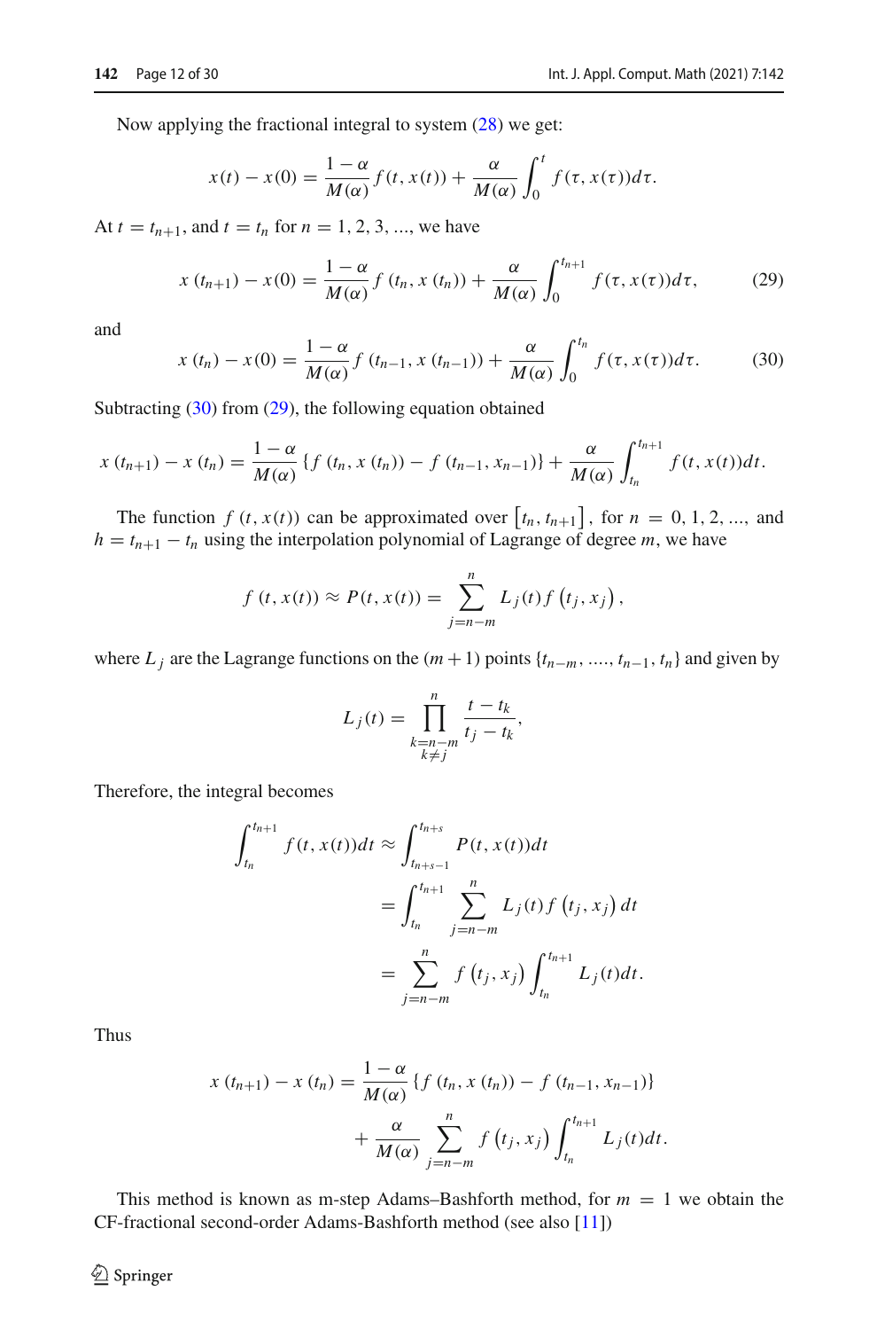Now applying the fractional integral to system (28) we get:

$$x(t) - x(0) = \frac{1-\alpha}{M(\alpha)} f(t, x(t)) + \frac{\alpha}{M(\alpha)} \int_0^t f(\tau, x(\tau)) d\tau.$$

At $t = t_{n+1}$, and $t = t_n$ for $n = 1, 2, 3, ...$, we have

$$x(t_{n+1}) - x(0) = \frac{1-\alpha}{M(\alpha)} f(t_n, x(t_n)) + \frac{\alpha}{M(\alpha)} \int_0^{t_{n+1}} f(\tau, x(\tau)) d\tau, \tag{29}$$

and

$$x(t_n) - x(0) = \frac{1-\alpha}{M(\alpha)} f(t_{n-1}, x(t_{n-1})) + \frac{\alpha}{M(\alpha)} \int_0^{t_n} f(\tau, x(\tau)) d\tau. \tag{30}$$

Subtracting (30) from (29), the following equation obtained

$$x(t_{n+1}) - x(t_n) = \frac{1-\alpha}{M(\alpha)} \{f(t_n, x(t_n)) - f(t_{n-1}, x_{n-1})\} + \frac{\alpha}{M(\alpha)} \int_{t_n}^{t_{n+1}} f(t, x(t)) dt.$$

The function $f(t, x(t))$ can be approximated over $[t_n, t_{n+1}]$, for $n = 0, 1, 2, ...$, and $h = t_{n+1} - t_n$ using the interpolation polynomial of Lagrange of degree $m$, we have

$$f(t, x(t)) \approx P(t, x(t)) = \sum_{j=n-m}^{n} L_j(t) f(t_j, x_j),$$

where $L_j$ are the Lagrange functions on the $(m+1)$ points $\{t_{n-m}, ...., t_{n-1}, t_n\}$ and given by

$$L_j(t) = \prod_{\substack{k=n-m \\ k \neq j}}^{n} \frac{t - t_k}{t_j - t_k},$$

Therefore, the integral becomes

$$\begin{aligned}
\int_{t_n}^{t_{n+1}} f(t, x(t)) dt &\approx \int_{t_{n+s-1}}^{t_{n+s}} P(t, x(t)) dt \\
&= \int_{t_n}^{t_{n+1}} \sum_{j=n-m}^{n} L_j(t) f(t_j, x_j) dt \\
&= \sum_{j=n-m}^{n} f(t_j, x_j) \int_{t_n}^{t_{n+1}} L_j(t) dt.
\end{aligned}$$

Thus

$$\begin{aligned}
x(t_{n+1}) - x(t_n) = &\frac{1-\alpha}{M(\alpha)} \{f(t_n, x(t_n)) - f(t_{n-1}, x_{n-1})\} \\
&+ \frac{\alpha}{M(\alpha)} \sum_{j=n-m}^{n} f(t_j, x_j) \int_{t_n}^{t_{n+1}} L_j(t) dt.
\end{aligned}$$

This method is known as m-step Adams–Bashforth method, for $m = 1$ we obtain the CF-fractional second-order Adams-Bashforth method (see also [11])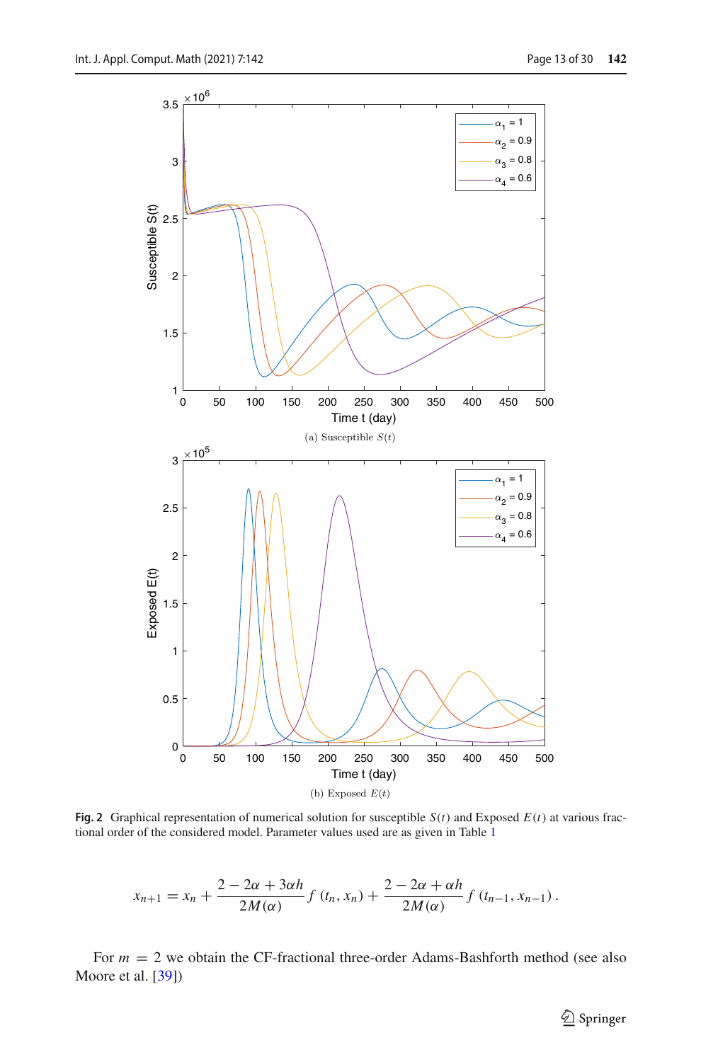(a) Susceptible $S(t)$

(b) Exposed $E(t)$

**Fig. 2** Graphical representation of numerical solution for susceptible $S(t)$ and Exposed $E(t)$ at various fractional order of the considered model. Parameter values used are as given in Table 1

$$x_{n+1} = x_n + \frac{2 - 2\alpha + 3\alpha h}{2M(\alpha)} f(t_n, x_n) + \frac{2 - 2\alpha + \alpha h}{2M(\alpha)} f(t_{n-1}, x_{n-1}).$$

For $m = 2$ we obtain the CF-fractional three-order Adams-Bashforth method (see also Moore et al. [39])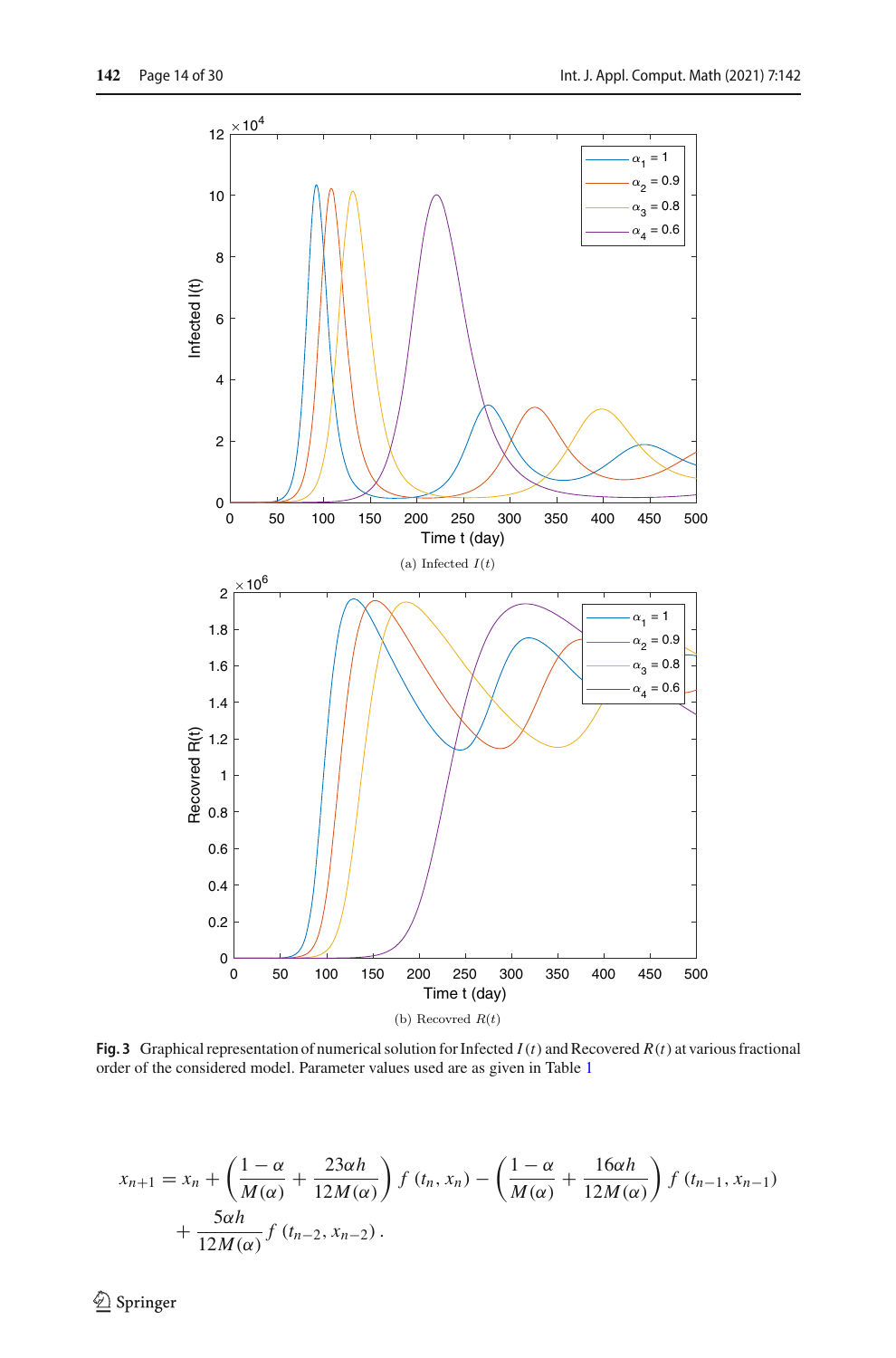(a) Infected $I(t)$

(b) Recovred $R(t)$

**Fig. 3** Graphical representation of numerical solution for Infected $I(t)$ and Recovered $R(t)$ at various fractional order of the considered model. Parameter values used are as given in Table 1

$$
\begin{aligned}
x_{n+1} = x_n &+ \left(\frac{1-\alpha}{M(\alpha)} + \frac{23\alpha h}{12M(\alpha)}\right) f\left(t_n, x_n\right) - \left(\frac{1-\alpha}{M(\alpha)} + \frac{16\alpha h}{12M(\alpha)}\right) f\left(t_{n-1}, x_{n-1}\right) \\
&+ \frac{5\alpha h}{12M(\alpha)} f\left(t_{n-2}, x_{n-2}\right).
\end{aligned}
$$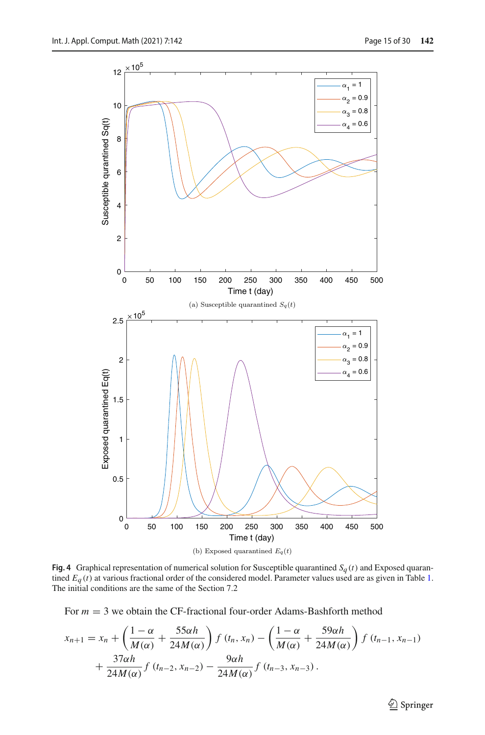(a) Susceptible quarantined $S_q(t)$

(b) Exposed quarantined $E_q(t)$

**Fig. 4** Graphical representation of numerical solution for Susceptible quarantined $S_q(t)$ and Exposed quarantined $E_q(t)$ at various fractional order of the considered model. Parameter values used are as given in Table 1. The initial conditions are the same of the Section 7.2

For $m = 3$ we obtain the CF-fractional four-order Adams-Bashforth method

$$x_{n+1} = x_n + \left(\frac{1-\alpha}{M(\alpha)} + \frac{55\alpha h}{24M(\alpha)}\right) f(t_n, x_n) - \left(\frac{1-\alpha}{M(\alpha)} + \frac{59\alpha h}{24M(\alpha)}\right) f(t_{n-1}, x_{n-1})$$
$$+ \frac{37\alpha h}{24M(\alpha)} f(t_{n-2}, x_{n-2}) - \frac{9\alpha h}{24M(\alpha)} f(t_{n-3}, x_{n-3}).$$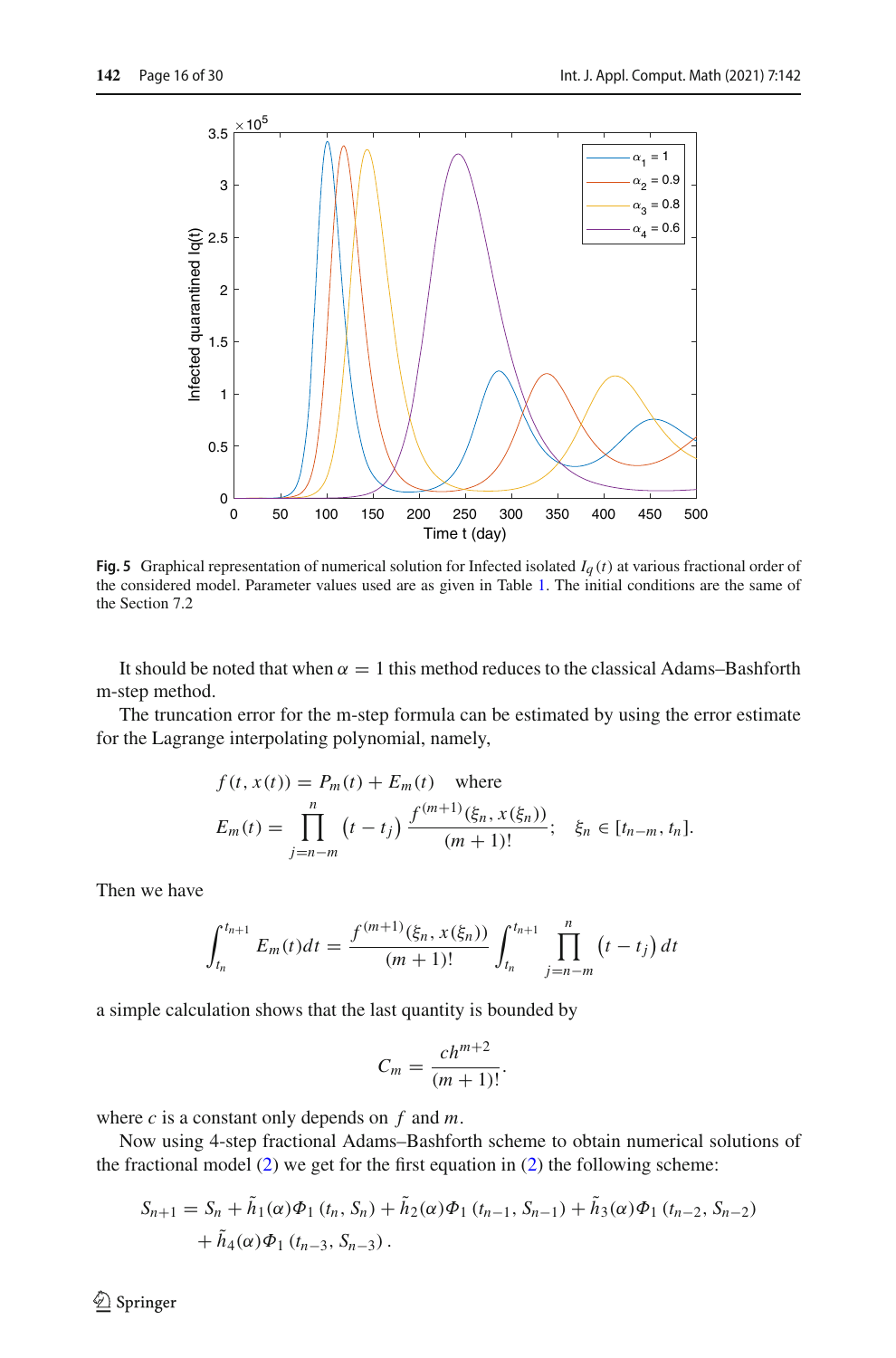**Fig. 5** Graphical representation of numerical solution for Infected isolated $I_q(t)$ at various fractional order of the considered model. Parameter values used are as given in Table 1. The initial conditions are the same of the Section 7.2

It should be noted that when $\alpha = 1$ this method reduces to the classical Adams–Bashforth m-step method.

The truncation error for the m-step formula can be estimated by using the error estimate for the Lagrange interpolating polynomial, namely,

$$f(t, x(t)) = P_m(t) + E_m(t) \quad \text{where}$$

$$E_m(t) = \prod_{j=n-m}^{n} \left(t - t_j\right) \frac{f^{(m+1)}(\xi_n, x(\xi_n))}{(m+1)!}; \quad \xi_n \in [t_{n-m}, t_n].$$

Then we have

$$\int_{t_n}^{t_{n+1}} E_m(t)dt = \frac{f^{(m+1)}(\xi_n, x(\xi_n))}{(m+1)!} \int_{t_n}^{t_{n+1}} \prod_{j=n-m}^{n} \left(t - t_j\right) dt$$

a simple calculation shows that the last quantity is bounded by

$$C_m = \frac{ch^{m+2}}{(m+1)!}.$$

where $c$ is a constant only depends on $f$ and $m$.

Now using 4-step fractional Adams–Bashforth scheme to obtain numerical solutions of the fractional model (2) we get for the first equation in (2) the following scheme:

$$S_{n+1} = S_n + \tilde{h}_1(\alpha)\Phi_1(t_n, S_n) + \tilde{h}_2(\alpha)\Phi_1(t_{n-1}, S_{n-1}) + \tilde{h}_3(\alpha)\Phi_1(t_{n-2}, S_{n-2}) + \tilde{h}_4(\alpha)\Phi_1(t_{n-3}, S_{n-3}).$$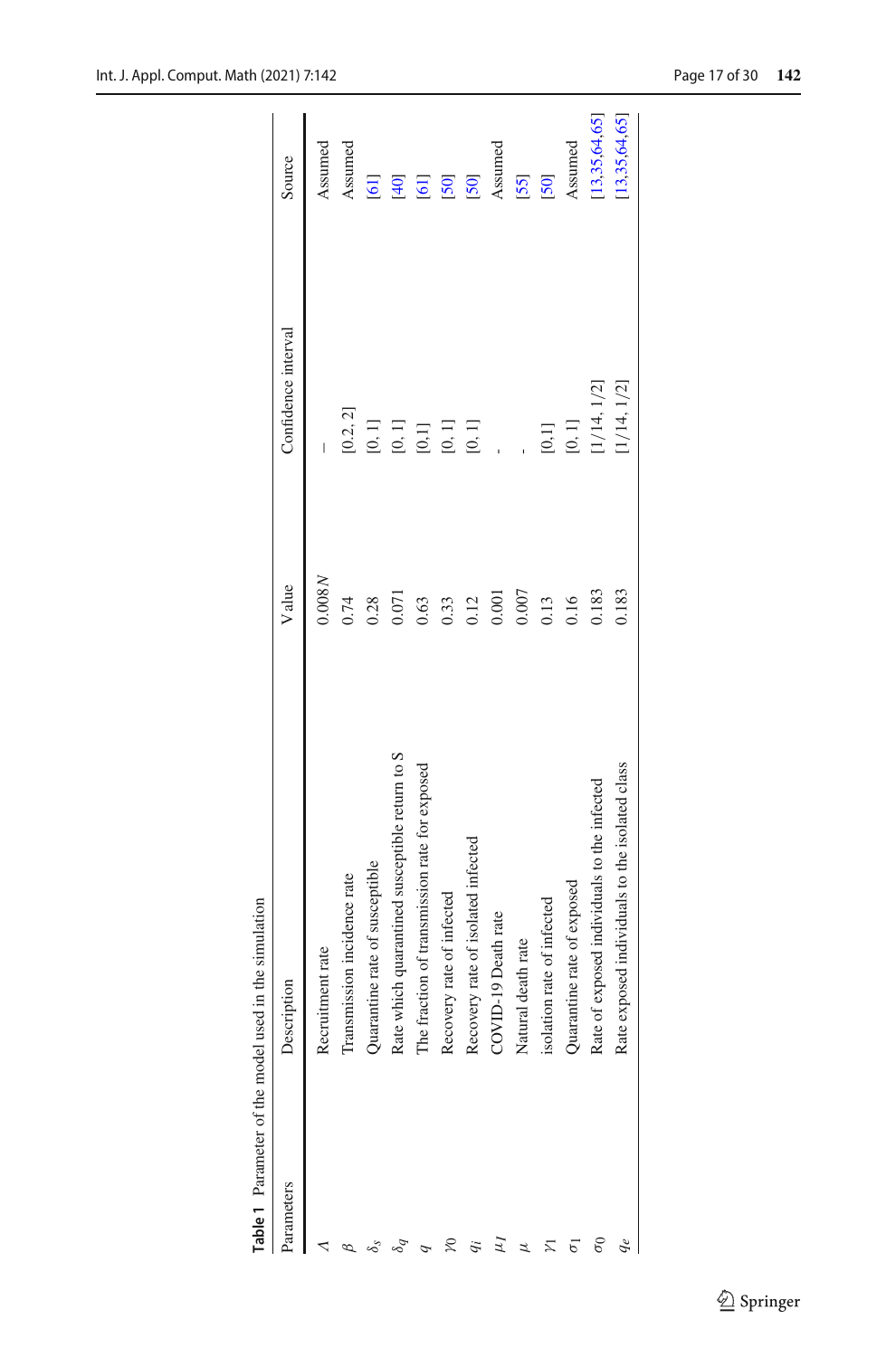**Table 1** Parameter of the model used in the simulation

| Parameters | Description | Value | Confidence interval | Source |
|---|---|---|---|---|
| $\Lambda$ | Recruitment rate | $0.008N$ | – | Assumed |
| $\beta$ | Transmission incidence rate | 0.74 | [0.2, 2] | Assumed |
| $\delta_s$ | Quarantine rate of susceptible | 0.28 | [0, 1] | [61] |
| $\delta_q$ | Rate which quarantined susceptible return to S | 0.071 | [0, 1] | [40] |
| $q$ | The fraction of transmission rate for exposed | 0.63 | [0,1] | [61] |
| $\gamma_0$ | Recovery rate of infected | 0.33 | [0, 1] | [50] |
| $q_i$ | Recovery rate of isolated infected | 0.12 | [0, 1] | [50] |
| $\mu_I$ | COVID-19 Death rate | 0.001 | - | Assumed |
| $\mu$ | Natural death rate | 0.007 | - | [55] |
| $\gamma_1$ | isolation rate of infected | 0.13 | [0,1] | [50] |
| $\sigma_1$ | Quarantine rate of exposed | 0.16 | [0, 1] | Assumed |
| $\sigma_0$ | Rate of exposed individuals to the infected | 0.183 | [1/14, 1/2] | [13,35,64,65] |
| $q_e$ | Rate exposed individuals to the isolated class | 0.183 | [1/14, 1/2] | [13,35,64,65] |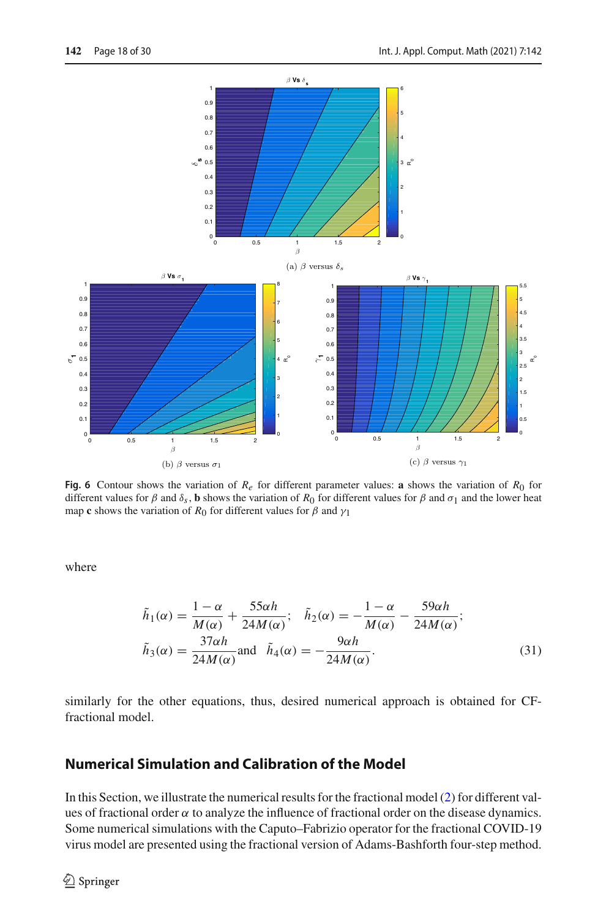(a) $\beta$ versus $\delta_s$

(b) $\beta$ versus $\sigma_1$

(c) $\beta$ versus $\gamma_1$

**Fig. 6** Contour shows the variation of $R_e$ for different parameter values: **a** shows the variation of $R_0$ for different values for $\beta$ and $\delta_s$, **b** shows the variation of $R_0$ for different values for $\beta$ and $\sigma_1$ and the lower heat map **c** shows the variation of $R_0$ for different values for $\beta$ and $\gamma_1$

where

$$\tilde{h}_1(\alpha) = \frac{1-\alpha}{M(\alpha)} + \frac{55\alpha h}{24M(\alpha)}; \quad \tilde{h}_2(\alpha) = -\frac{1-\alpha}{M(\alpha)} - \frac{59\alpha h}{24M(\alpha)};$$
$$\tilde{h}_3(\alpha) = \frac{37\alpha h}{24M(\alpha)} \text{and} \quad \tilde{h}_4(\alpha) = -\frac{9\alpha h}{24M(\alpha)}. \tag{31}$$

similarly for the other equations, thus, desired numerical approach is obtained for CF-fractional model.

## Numerical Simulation and Calibration of the Model

In this Section, we illustrate the numerical results for the fractional model (2) for different values of fractional order $\alpha$ to analyze the influence of fractional order on the disease dynamics. Some numerical simulations with the Caputo–Fabrizio operator for the fractional COVID-19 virus model are presented using the fractional version of Adams-Bashforth four-step method.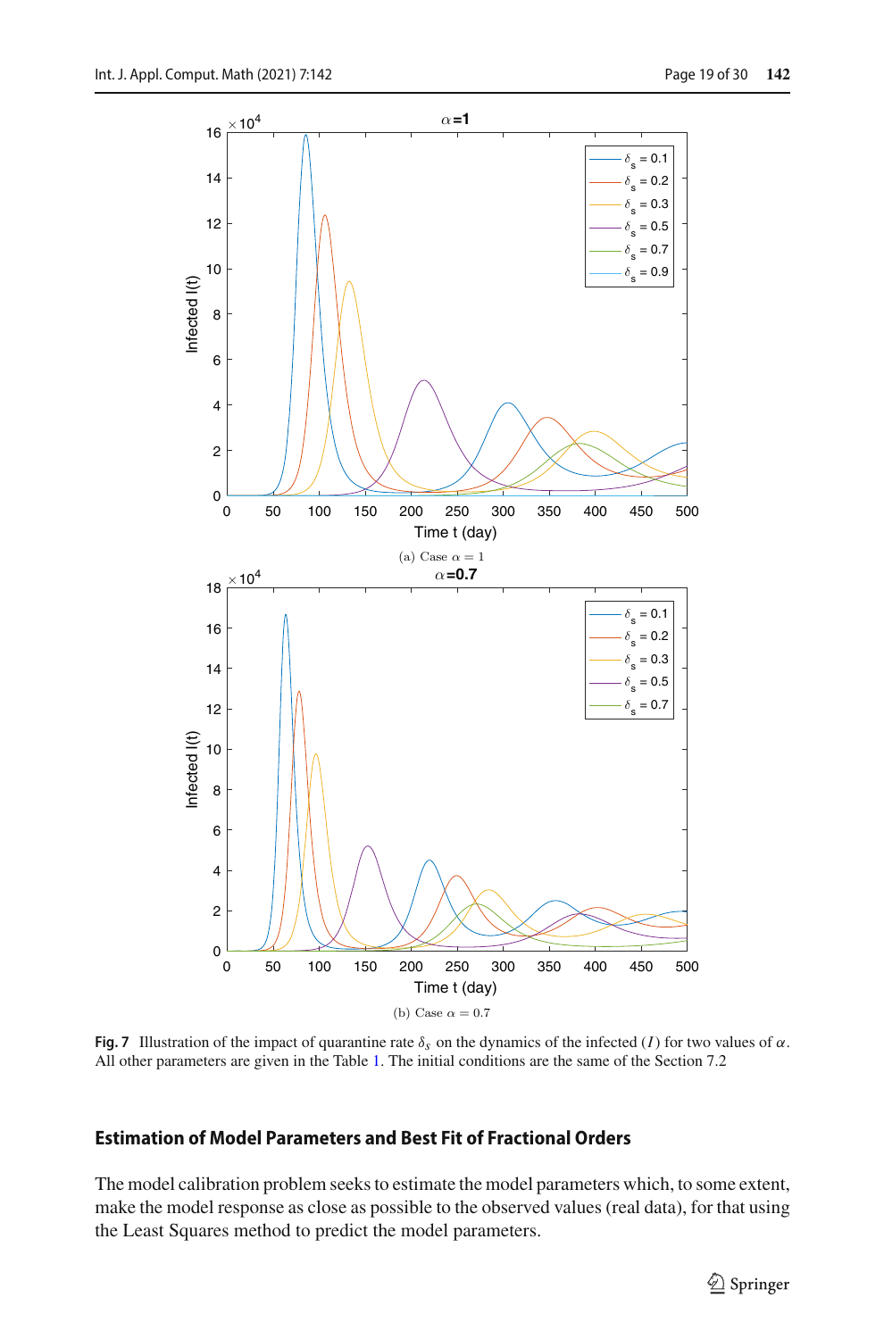(a) Case $\alpha = 1$

(b) Case $\alpha = 0.7$

**Fig. 7** Illustration of the impact of quarantine rate $\delta_s$ on the dynamics of the infected ($I$) for two values of $\alpha$. All other parameters are given in the Table 1. The initial conditions are the same of the Section 7.2

## Estimation of Model Parameters and Best Fit of Fractional Orders

The model calibration problem seeks to estimate the model parameters which, to some extent, make the model response as close as possible to the observed values (real data), for that using the Least Squares method to predict the model parameters.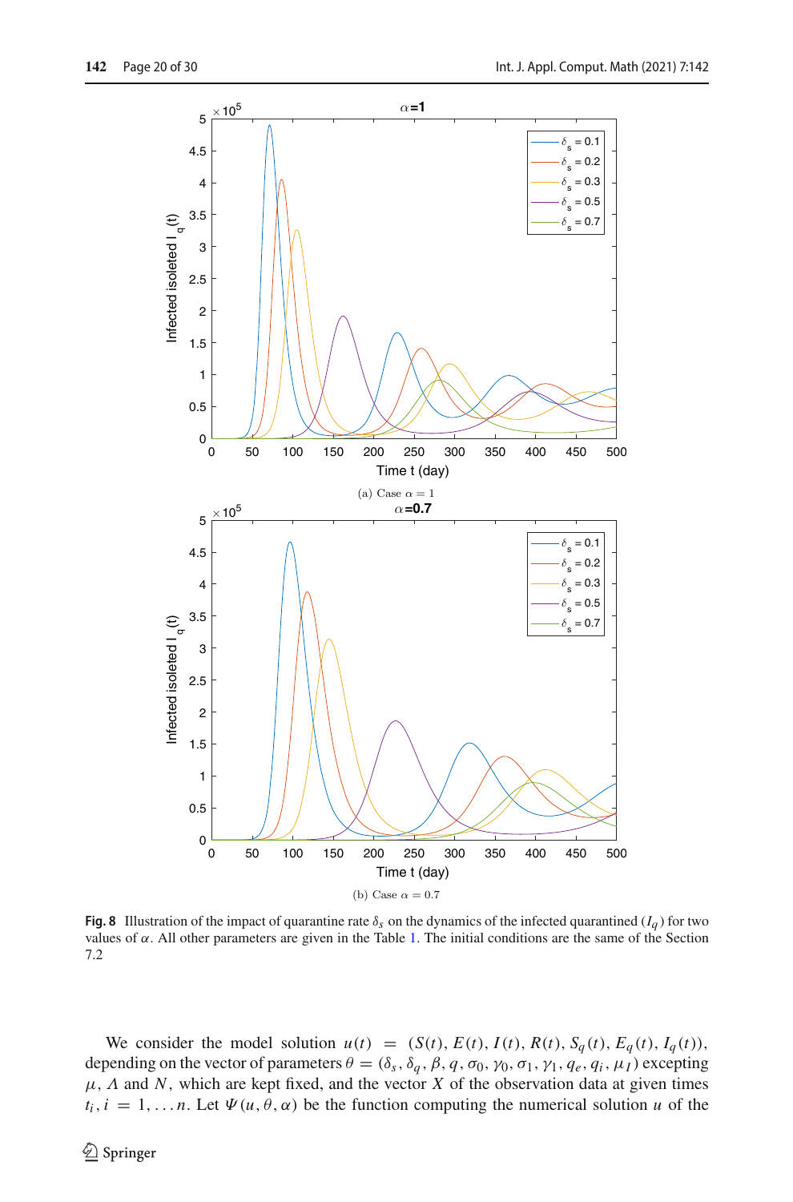(a) Case $\alpha = 1$

(b) Case $\alpha = 0.7$

**Fig. 8** Illustration of the impact of quarantine rate $\delta_s$ on the dynamics of the infected quarantined ($I_q$) for two values of $\alpha$. All other parameters are given in the Table 1. The initial conditions are the same of the Section 7.2

We consider the model solution $u(t) = (S(t), E(t), I(t), R(t), S_q(t), E_q(t), I_q(t))$, depending on the vector of parameters $\theta = (\delta_s, \delta_q, \beta, q, \sigma_0, \gamma_0, \sigma_1, \gamma_1, q_e, q_i, \mu_I)$ excepting $\mu$, $\Lambda$ and $N$, which are kept fixed, and the vector $X$ of the observation data at given times $t_i, i = 1, \ldots n$. Let $\Psi(u, \theta, \alpha)$ be the function computing the numerical solution $u$ of the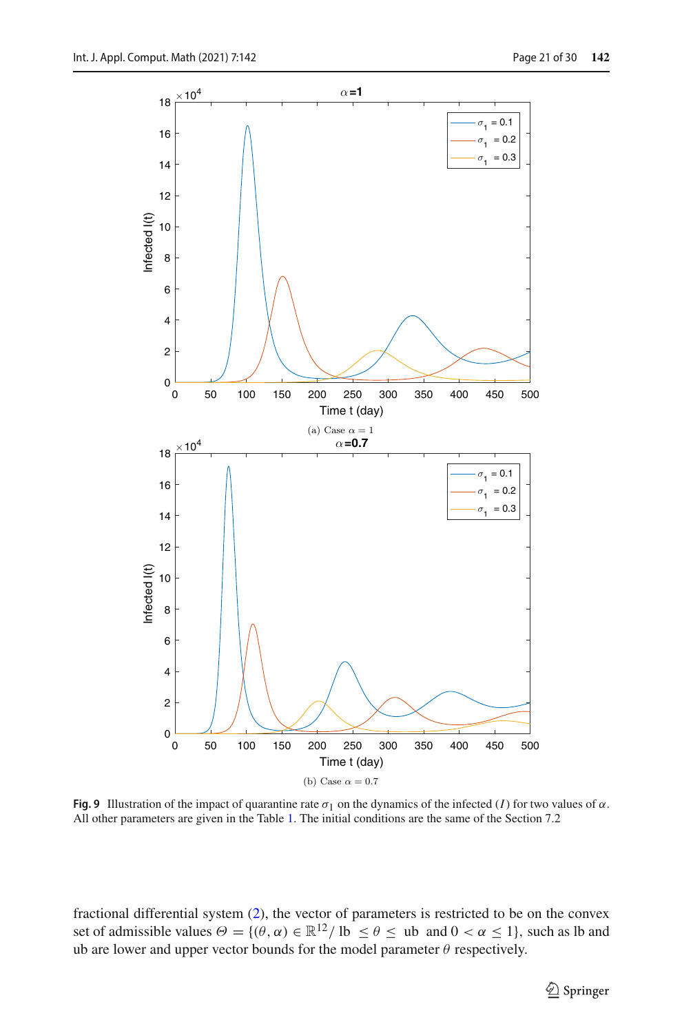(a) Case $\alpha = 1$

(b) Case $\alpha = 0.7$

**Fig. 9** Illustration of the impact of quarantine rate $\sigma_1$ on the dynamics of the infected ($I$) for two values of $\alpha$. All other parameters are given in the Table 1. The initial conditions are the same of the Section 7.2

fractional differential system (2), the vector of parameters is restricted to be on the convex set of admissible values $\Theta = \{(\theta, \alpha) \in \mathbb{R}^{12} / \text{ lb } \leq \theta \leq \text{ ub } \text{ and } 0 < \alpha \leq 1\}$, such as lb and ub are lower and upper vector bounds for the model parameter $\theta$ respectively.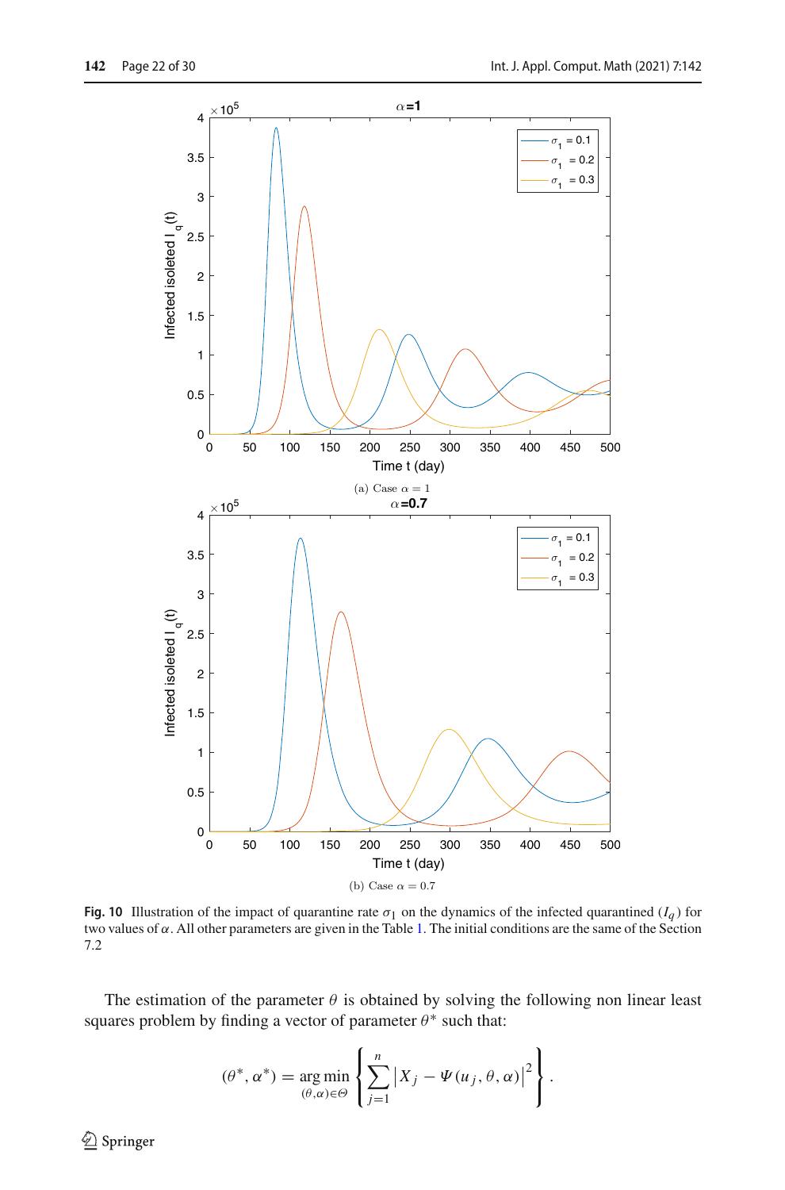(a) Case $\alpha = 1$

(b) Case $\alpha = 0.7$

**Fig. 10** Illustration of the impact of quarantine rate $\sigma_1$ on the dynamics of the infected quarantined ($I_q$) for two values of $\alpha$. All other parameters are given in the Table 1. The initial conditions are the same of the Section 7.2

The estimation of the parameter $\theta$ is obtained by solving the following non linear least squares problem by finding a vector of parameter $\theta^*$ such that:

$$(\theta^*, \alpha^*) = \underset{(\theta,\alpha)\in\Theta}{\arg\min} \left\{ \sum_{j=1}^{n} \left| X_j - \Psi(u_j, \theta, \alpha) \right|^2 \right\}.$$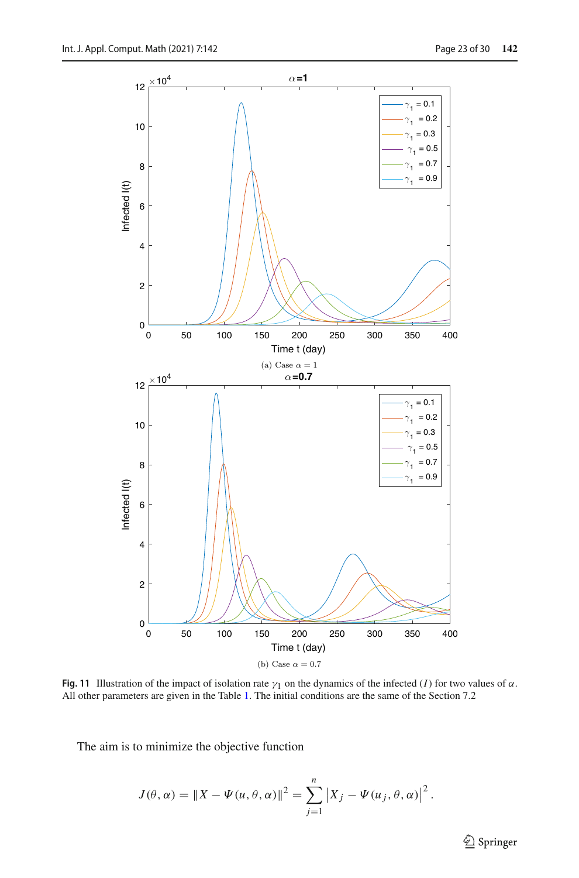(a) Case $\alpha = 1$

(b) Case $\alpha = 0.7$

**Fig. 11** Illustration of the impact of isolation rate $\gamma_1$ on the dynamics of the infected ($I$) for two values of $\alpha$. All other parameters are given in the Table 1. The initial conditions are the same of the Section 7.2

The aim is to minimize the objective function

$$J(\theta, \alpha) = \|X - \Psi(u, \theta, \alpha)\|^2 = \sum_{j=1}^{n} \left|X_j - \Psi(u_j, \theta, \alpha)\right|^2.$$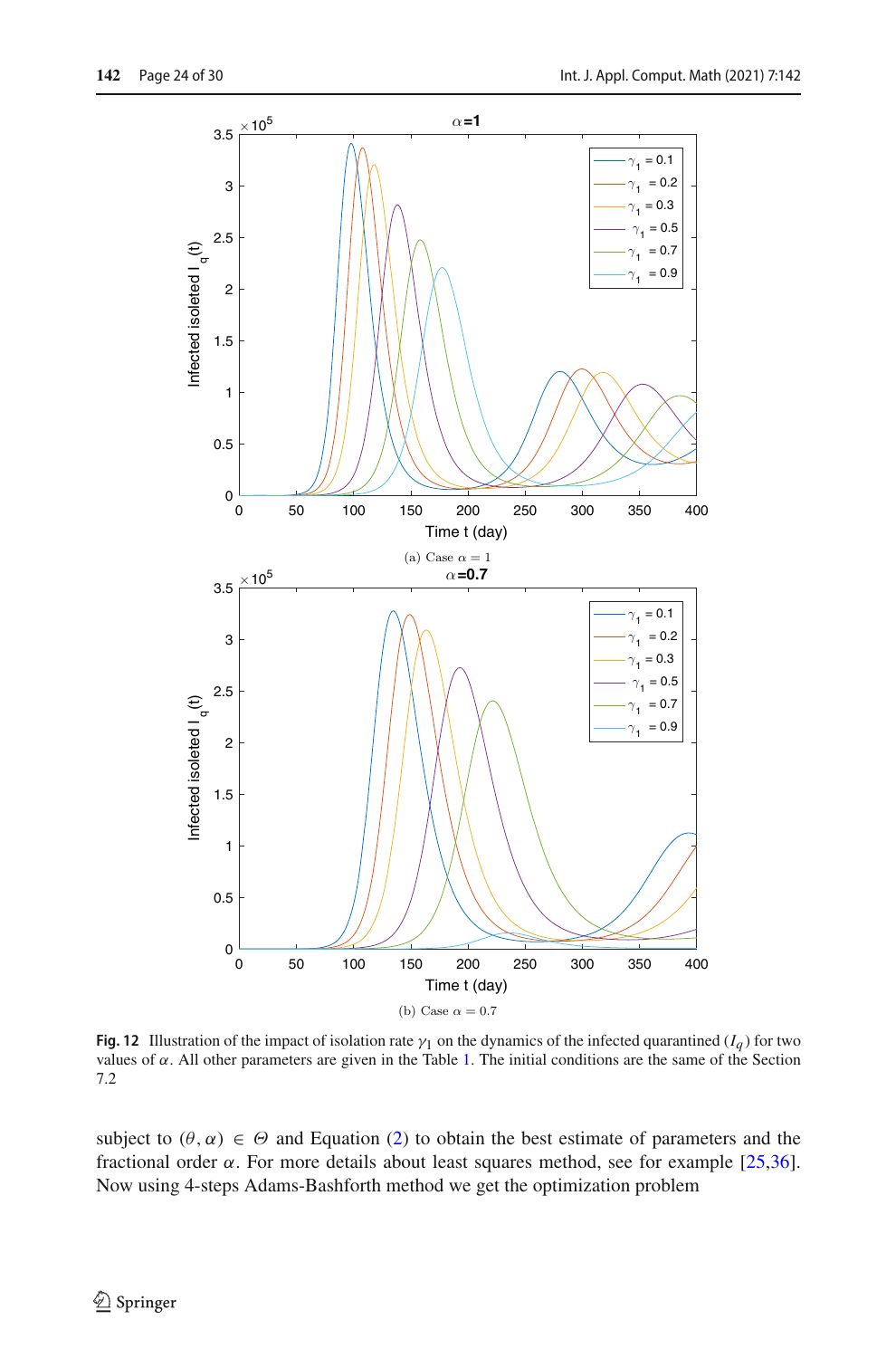(a) Case $\alpha = 1$

(b) Case $\alpha = 0.7$

**Fig. 12** Illustration of the impact of isolation rate $\gamma_1$ on the dynamics of the infected quarantined ($I_q$) for two values of $\alpha$. All other parameters are given in the Table 1. The initial conditions are the same of the Section 7.2

subject to $(\theta, \alpha) \in \Theta$ and Equation (2) to obtain the best estimate of parameters and the fractional order $\alpha$. For more details about least squares method, see for example [25,36]. Now using 4-steps Adams-Bashforth method we get the optimization problem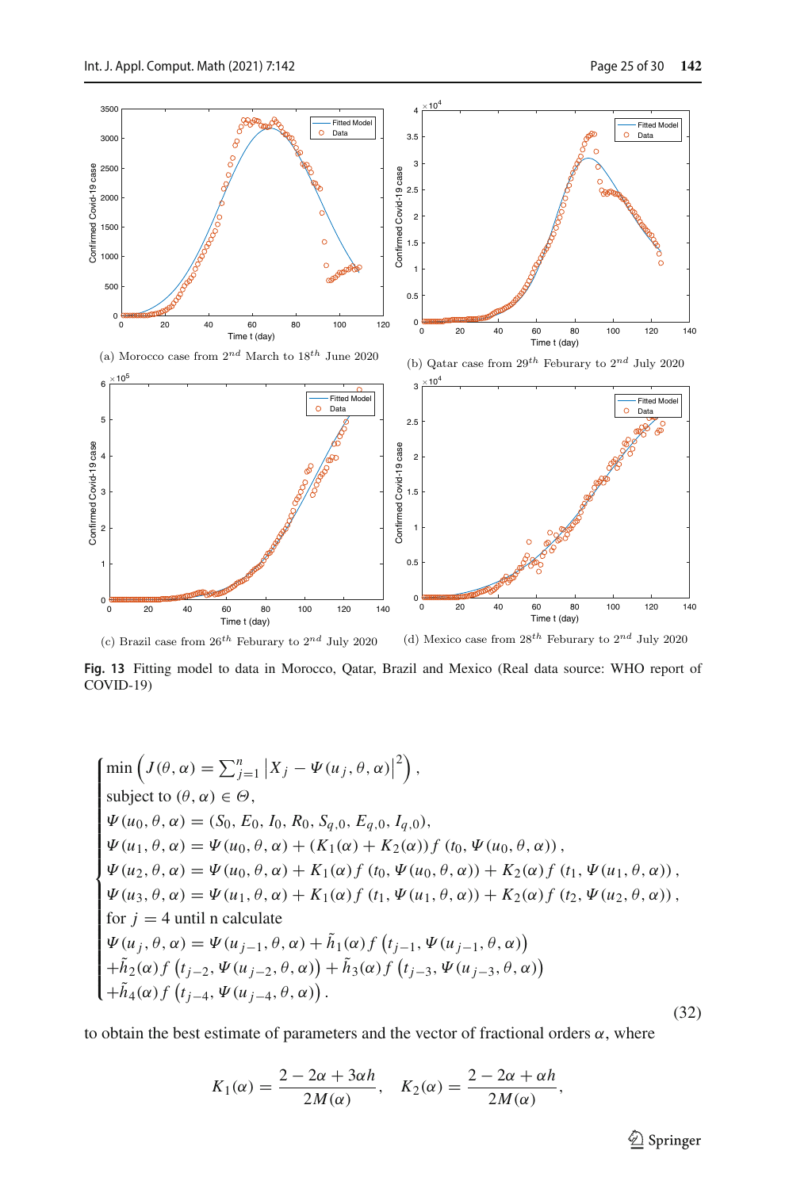(a) Morocco case from $2^{nd}$ March to $18^{th}$ June 2020

(b) Qatar case from $29^{th}$ Feburary to $2^{nd}$ July 2020

(c) Brazil case from $26^{th}$ Feburary to $2^{nd}$ July 2020

(d) Mexico case from $28^{th}$ Feburary to $2^{nd}$ July 2020

**Fig. 13** Fitting model to data in Morocco, Qatar, Brazil and Mexico (Real data source: WHO report of COVID-19)

$$
\begin{cases}
\min\left(J(\theta,\alpha)=\sum_{j=1}^{n}\left|X_j-\Psi(u_j,\theta,\alpha)\right|^2\right),\\
\text{subject to } (\theta,\alpha)\in\Theta,\\
\Psi(u_0,\theta,\alpha)=(S_0,E_0,I_0,R_0,S_{q,0},E_{q,0},I_{q,0}),\\
\Psi(u_1,\theta,\alpha)=\Psi(u_0,\theta,\alpha)+(K_1(\alpha)+K_2(\alpha))\,f\left(t_0,\Psi(u_0,\theta,\alpha)\right),\\
\Psi(u_2,\theta,\alpha)=\Psi(u_0,\theta,\alpha)+K_1(\alpha)f\left(t_0,\Psi(u_0,\theta,\alpha)\right)+K_2(\alpha)f\left(t_1,\Psi(u_1,\theta,\alpha)\right),\\
\Psi(u_3,\theta,\alpha)=\Psi(u_1,\theta,\alpha)+K_1(\alpha)f\left(t_1,\Psi(u_1,\theta,\alpha)\right)+K_2(\alpha)f\left(t_2,\Psi(u_2,\theta,\alpha)\right),\\
\text{for } j=4 \text{ until n calculate}\\
\Psi(u_j,\theta,\alpha)=\Psi(u_{j-1},\theta,\alpha)+\tilde{h}_1(\alpha)f\left(t_{j-1},\Psi(u_{j-1},\theta,\alpha)\right)\\
+\tilde{h}_2(\alpha)f\left(t_{j-2},\Psi(u_{j-2},\theta,\alpha)\right)+\tilde{h}_3(\alpha)f\left(t_{j-3},\Psi(u_{j-3},\theta,\alpha)\right)\\
+\tilde{h}_4(\alpha)f\left(t_{j-4},\Psi(u_{j-4},\theta,\alpha)\right).
\end{cases}
\tag{32}
$$

to obtain the best estimate of parameters and the vector of fractional orders $\alpha$, where

$$
K_1(\alpha)=\frac{2-2\alpha+3\alpha h}{2M(\alpha)},\quad K_2(\alpha)=\frac{2-2\alpha+\alpha h}{2M(\alpha)},
$$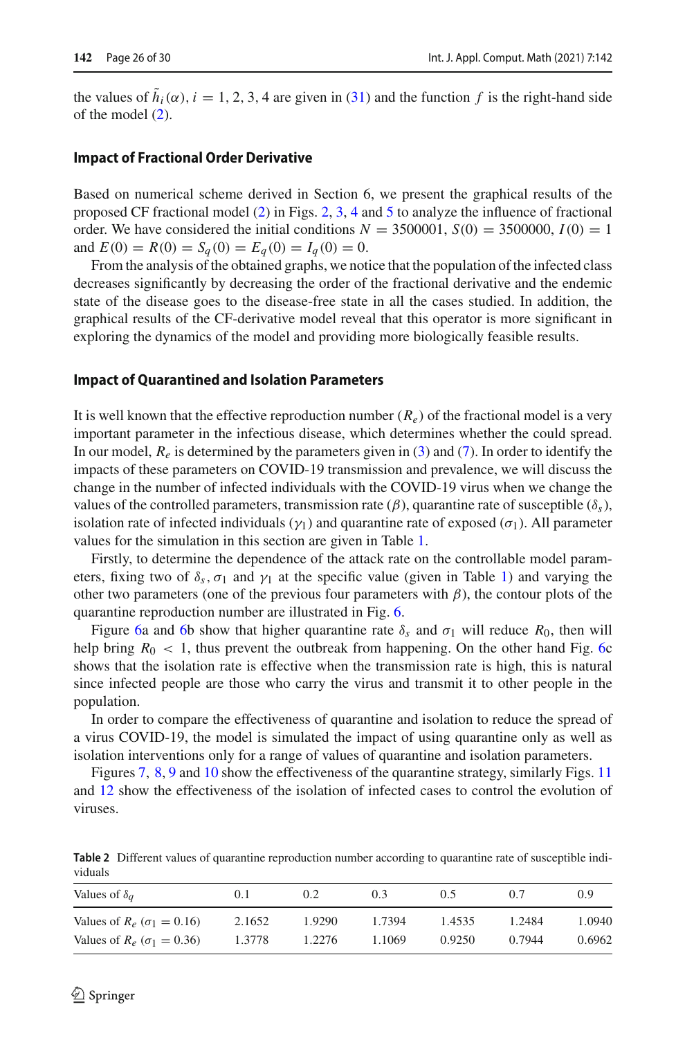the values of $\tilde{h}_i(\alpha)$, $i = 1, 2, 3, 4$ are given in (31) and the function $f$ is the right-hand side of the model (2).

### Impact of Fractional Order Derivative

Based on numerical scheme derived in Section 6, we present the graphical results of the proposed CF fractional model (2) in Figs. 2, 3, 4 and 5 to analyze the influence of fractional order. We have considered the initial conditions $N = 3500001$, $S(0) = 3500000$, $I(0) = 1$ and $E(0) = R(0) = S_q(0) = E_q(0) = I_q(0) = 0$.

From the analysis of the obtained graphs, we notice that the population of the infected class decreases significantly by decreasing the order of the fractional derivative and the endemic state of the disease goes to the disease-free state in all the cases studied. In addition, the graphical results of the CF-derivative model reveal that this operator is more significant in exploring the dynamics of the model and providing more biologically feasible results.

### Impact of Quarantined and Isolation Parameters

It is well known that the effective reproduction number ($R_e$) of the fractional model is a very important parameter in the infectious disease, which determines whether the could spread. In our model, $R_e$ is determined by the parameters given in (3) and (7). In order to identify the impacts of these parameters on COVID-19 transmission and prevalence, we will discuss the change in the number of infected individuals with the COVID-19 virus when we change the values of the controlled parameters, transmission rate ($\beta$), quarantine rate of susceptible ($\delta_s$), isolation rate of infected individuals ($\gamma_1$) and quarantine rate of exposed ($\sigma_1$). All parameter values for the simulation in this section are given in Table 1.

Firstly, to determine the dependence of the attack rate on the controllable model parameters, fixing two of $\delta_s, \sigma_1$ and $\gamma_1$ at the specific value (given in Table 1) and varying the other two parameters (one of the previous four parameters with $\beta$), the contour plots of the quarantine reproduction number are illustrated in Fig. 6.

Figure 6a and 6b show that higher quarantine rate $\delta_s$ and $\sigma_1$ will reduce $R_0$, then will help bring $R_0 < 1$, thus prevent the outbreak from happening. On the other hand Fig. 6c shows that the isolation rate is effective when the transmission rate is high, this is natural since infected people are those who carry the virus and transmit it to other people in the population.

In order to compare the effectiveness of quarantine and isolation to reduce the spread of a virus COVID-19, the model is simulated the impact of using quarantine only as well as isolation interventions only for a range of values of quarantine and isolation parameters.

Figures 7, 8, 9 and 10 show the effectiveness of the quarantine strategy, similarly Figs. 11 and 12 show the effectiveness of the isolation of infected cases to control the evolution of viruses.

**Table 2** Different values of quarantine reproduction number according to quarantine rate of susceptible individuals

| Values of $\delta_q$ | 0.1 | 0.2 | 0.3 | 0.5 | 0.7 | 0.9 |
|---|---|---|---|---|---|---|
| Values of $R_e$ ($\sigma_1 = 0.16$) | 2.1652 | 1.9290 | 1.7394 | 1.4535 | 1.2484 | 1.0940 |
| Values of $R_e$ ($\sigma_1 = 0.36$) | 1.3778 | 1.2276 | 1.1069 | 0.9250 | 0.7944 | 0.6962 |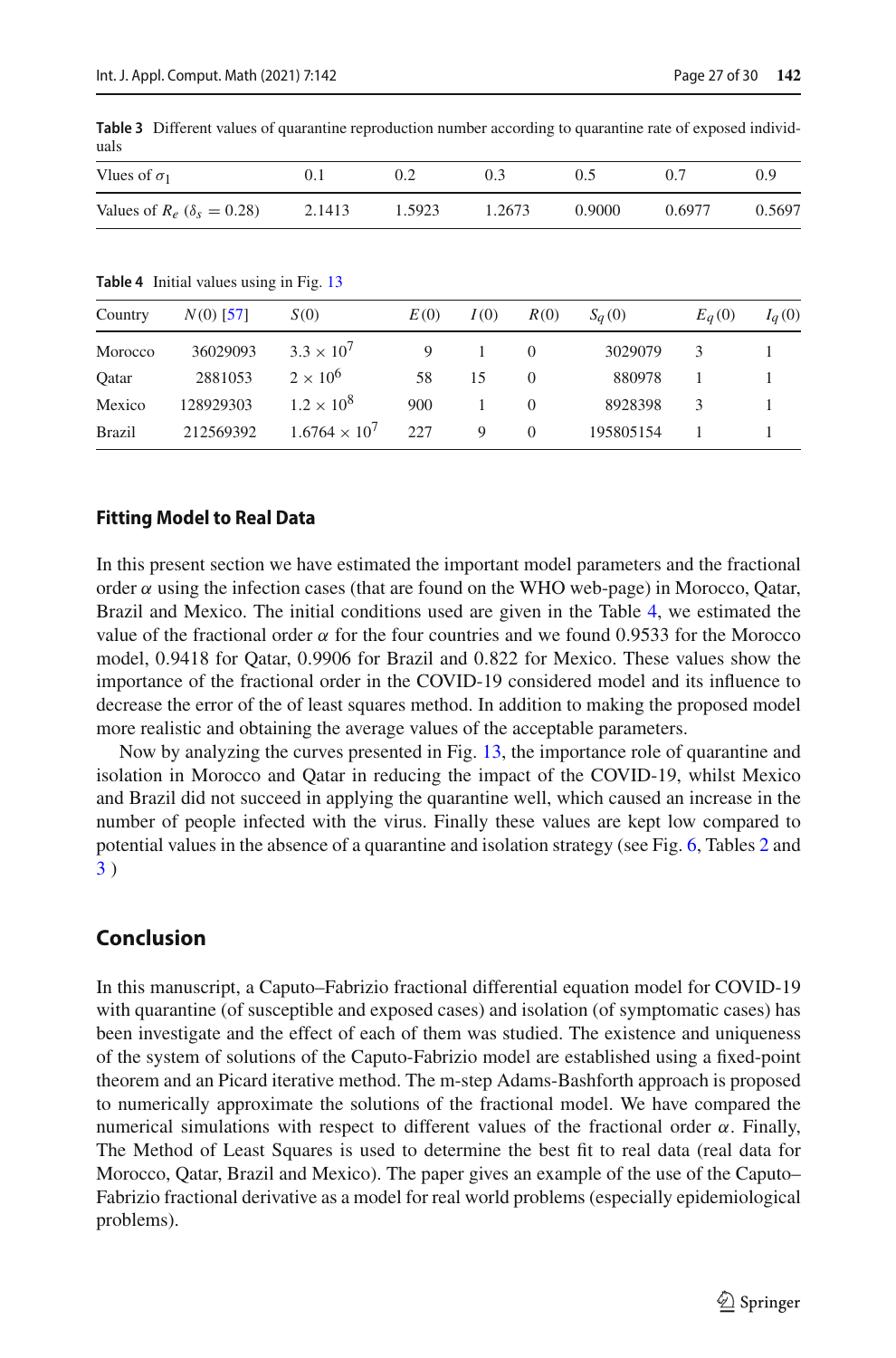**Table 3** Different values of quarantine reproduction number according to quarantine rate of exposed individuals

| Vlues of $\sigma_1$ | 0.1 | 0.2 | 0.3 | 0.5 | 0.7 | 0.9 |
|---|---|---|---|---|---|---|
| Values of $R_e$ ($\delta_s = 0.28$) | 2.1413 | 1.5923 | 1.2673 | 0.9000 | 0.6977 | 0.5697 |

**Table 4** Initial values using in Fig. 13

| Country | $N(0)$ [57] | $S(0)$ | $E(0)$ | $I(0)$ | $R(0)$ | $S_q(0)$ | $E_q(0)$ | $I_q(0)$ |
|---|---|---|---|---|---|---|---|---|
| Morocco | 36029093 | $3.3 \times 10^7$ | 9 | 1 | 0 | 3029079 | 3 | 1 |
| Qatar | 2881053 | $2 \times 10^6$ | 58 | 15 | 0 | 880978 | 1 | 1 |
| Mexico | 128929303 | $1.2 \times 10^8$ | 900 | 1 | 0 | 8928398 | 3 | 1 |
| Brazil | 212569392 | $1.6764 \times 10^7$ | 227 | 9 | 0 | 195805154 | 1 | 1 |

### Fitting Model to Real Data

In this present section we have estimated the important model parameters and the fractional order $\alpha$ using the infection cases (that are found on the WHO web-page) in Morocco, Qatar, Brazil and Mexico. The initial conditions used are given in the Table 4, we estimated the value of the fractional order $\alpha$ for the four countries and we found 0.9533 for the Morocco model, 0.9418 for Qatar, 0.9906 for Brazil and 0.822 for Mexico. These values show the importance of the fractional order in the COVID-19 considered model and its influence to decrease the error of the of least squares method. In addition to making the proposed model more realistic and obtaining the average values of the acceptable parameters.

Now by analyzing the curves presented in Fig. 13, the importance role of quarantine and isolation in Morocco and Qatar in reducing the impact of the COVID-19, whilst Mexico and Brazil did not succeed in applying the quarantine well, which caused an increase in the number of people infected with the virus. Finally these values are kept low compared to potential values in the absence of a quarantine and isolation strategy (see Fig. 6, Tables 2 and 3 )

## Conclusion

In this manuscript, a Caputo–Fabrizio fractional differential equation model for COVID-19 with quarantine (of susceptible and exposed cases) and isolation (of symptomatic cases) has been investigate and the effect of each of them was studied. The existence and uniqueness of the system of solutions of the Caputo-Fabrizio model are established using a fixed-point theorem and an Picard iterative method. The m-step Adams-Bashforth approach is proposed to numerically approximate the solutions of the fractional model. We have compared the numerical simulations with respect to different values of the fractional order $\alpha$. Finally, The Method of Least Squares is used to determine the best fit to real data (real data for Morocco, Qatar, Brazil and Mexico). The paper gives an example of the use of the Caputo–Fabrizio fractional derivative as a model for real world problems (especially epidemiological problems).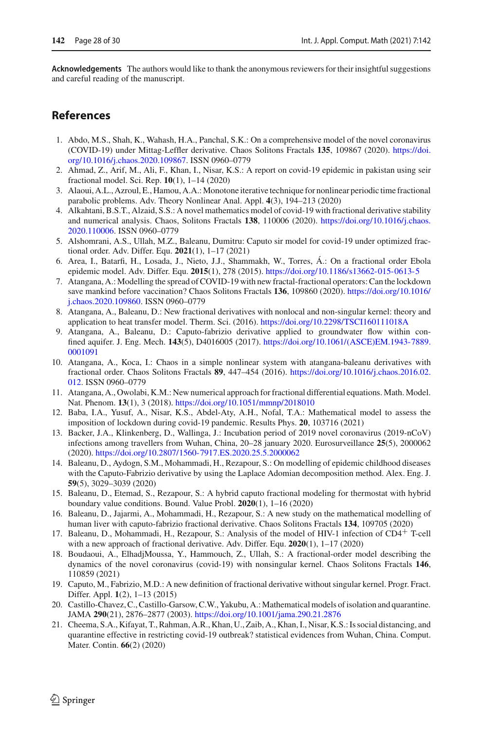**Acknowledgements** The authors would like to thank the anonymous reviewers for their insightful suggestions and careful reading of the manuscript.

## References

1. Abdo, M.S., Shah, K., Wahash, H.A., Panchal, S.K.: On a comprehensive model of the novel coronavirus (COVID-19) under Mittag-Leffler derivative. Chaos Solitons Fractals **135**, 109867 (2020). https://doi.org/10.1016/j.chaos.2020.109867. ISSN 0960–0779
2. Ahmad, Z., Arif, M., Ali, F., Khan, I., Nisar, K.S.: A report on covid-19 epidemic in pakistan using seir fractional model. Sci. Rep. **10**(1), 1–14 (2020)
3. Alaoui, A.L., Azroul, E., Hamou, A.A.: Monotone iterative technique for nonlinear periodic time fractional parabolic problems. Adv. Theory Nonlinear Anal. Appl. **4**(3), 194–213 (2020)
4. Alkahtani, B.S.T., Alzaid, S.S.: A novel mathematics model of covid-19 with fractional derivative stability and numerical analysis. Chaos, Solitons Fractals **138**, 110006 (2020). https://doi.org/10.1016/j.chaos.2020.110006. ISSN 0960–0779
5. Alshomrani, A.S., Ullah, M.Z., Baleanu, Dumitru: Caputo sir model for covid-19 under optimized fractional order. Adv. Differ. Equ. **2021**(1), 1–17 (2021)
6. Area, I., Batarfi, H., Losada, J., Nieto, J.J., Shammakh, W., Torres, Á.: On a fractional order Ebola epidemic model. Adv. Differ. Equ. **2015**(1), 278 (2015). https://doi.org/10.1186/s13662-015-0613-5
7. Atangana, A.: Modelling the spread of COVID-19 with new fractal-fractional operators: Can the lockdown save mankind before vaccination? Chaos Solitons Fractals **136**, 109860 (2020). https://doi.org/10.1016/j.chaos.2020.109860. ISSN 0960–0779
8. Atangana, A., Baleanu, D.: New fractional derivatives with nonlocal and non-singular kernel: theory and application to heat transfer model. Therm. Sci. (2016). https://doi.org/10.2298/TSCI160111018A
9. Atangana, A., Baleanu, D.: Caputo-fabrizio derivative applied to groundwater flow within confined aquifer. J. Eng. Mech. **143**(5), D4016005 (2017). https://doi.org/10.1061/(ASCE)EM.1943-7889.0001091
10. Atangana, A., Koca, I.: Chaos in a simple nonlinear system with atangana-baleanu derivatives with fractional order. Chaos Solitons Fractals **89**, 447–454 (2016). https://doi.org/10.1016/j.chaos.2016.02.012. ISSN 0960–0779
11. Atangana, A., Owolabi, K.M.: New numerical approach for fractional differential equations. Math. Model. Nat. Phenom. **13**(1), 3 (2018). https://doi.org/10.1051/mmnp/2018010
12. Baba, I.A., Yusuf, A., Nisar, K.S., Abdel-Aty, A.H., Nofal, T.A.: Mathematical model to assess the imposition of lockdown during covid-19 pandemic. Results Phys. **20**, 103716 (2021)
13. Backer, J.A., Klinkenberg, D., Wallinga, J.: Incubation period of 2019 novel coronavirus (2019-nCoV) infections among travellers from Wuhan, China, 20–28 january 2020. Eurosurveillance **25**(5), 2000062 (2020). https://doi.org/10.2807/1560-7917.ES.2020.25.5.2000062
14. Baleanu, D., Aydogn, S.M., Mohammadi, H., Rezapour, S.: On modelling of epidemic childhood diseases with the Caputo-Fabrizio derivative by using the Laplace Adomian decomposition method. Alex. Eng. J. **59**(5), 3029–3039 (2020)
15. Baleanu, D., Etemad, S., Rezapour, S.: A hybrid caputo fractional modeling for thermostat with hybrid boundary value conditions. Bound. Value Probl. **2020**(1), 1–16 (2020)
16. Baleanu, D., Jajarmi, A., Mohammadi, H., Rezapour, S.: A new study on the mathematical modelling of human liver with caputo-fabrizio fractional derivative. Chaos Solitons Fractals **134**, 109705 (2020)
17. Baleanu, D., Mohammadi, H., Rezapour, S.: Analysis of the model of HIV-1 infection of $CD4^{+}$ T-cell with a new approach of fractional derivative. Adv. Differ. Equ. **2020**(1), 1–17 (2020)
18. Boudaoui, A., ElhadjMoussa, Y., Hammouch, Z., Ullah, S.: A fractional-order model describing the dynamics of the novel coronavirus (covid-19) with nonsingular kernel. Chaos Solitons Fractals **146**, 110859 (2021)
19. Caputo, M., Fabrizio, M.D.: A new definition of fractional derivative without singular kernel. Progr. Fract. Differ. Appl. **1**(2), 1–13 (2015)
20. Castillo-Chavez, C., Castillo-Garsow, C.W., Yakubu, A.: Mathematical models of isolation and quarantine. JAMA **290**(21), 2876–2877 (2003). https://doi.org/10.1001/jama.290.21.2876
21. Cheema, S.A., Kifayat, T., Rahman, A.R., Khan, U., Zaib, A., Khan, I., Nisar, K.S.: Is social distancing, and quarantine effective in restricting covid-19 outbreak? statistical evidences from Wuhan, China. Comput. Mater. Contin. **66**(2) (2020)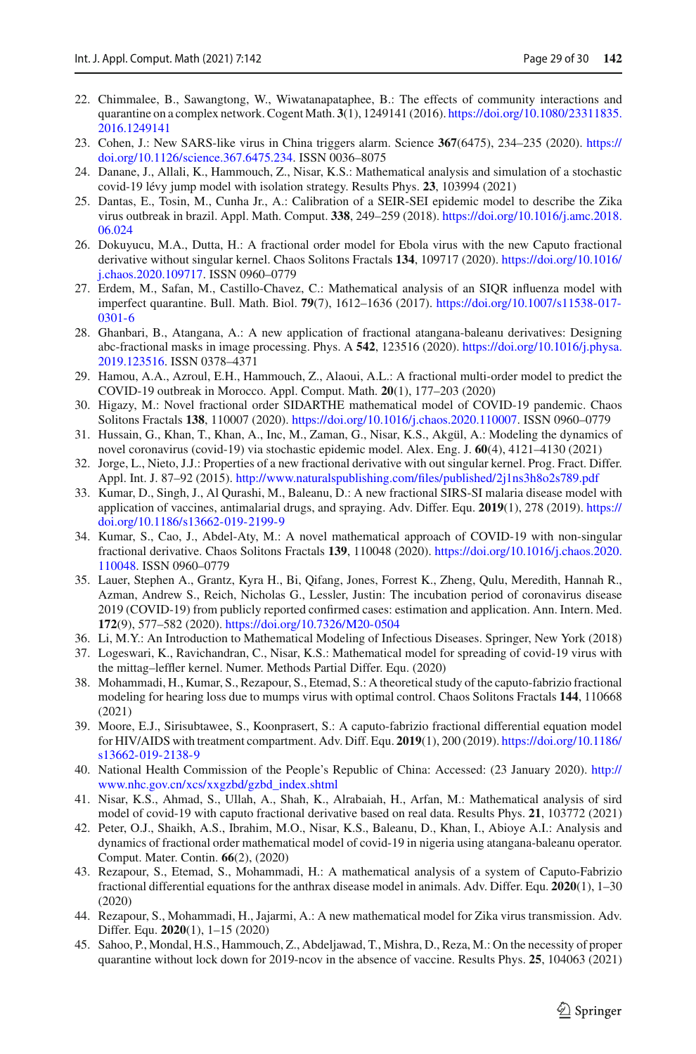22. Chimmalee, B., Sawangtong, W., Wiwatanapataphee, B.: The effects of community interactions and quarantine on a complex network. Cogent Math. **3**(1), 1249141 (2016). https://doi.org/10.1080/23311835.2016.1249141
23. Cohen, J.: New SARS-like virus in China triggers alarm. Science **367**(6475), 234–235 (2020). https://doi.org/10.1126/science.367.6475.234. ISSN 0036–8075
24. Danane, J., Allali, K., Hammouch, Z., Nisar, K.S.: Mathematical analysis and simulation of a stochastic covid-19 lévy jump model with isolation strategy. Results Phys. **23**, 103994 (2021)
25. Dantas, E., Tosin, M., Cunha Jr., A.: Calibration of a SEIR-SEI epidemic model to describe the Zika virus outbreak in brazil. Appl. Math. Comput. **338**, 249–259 (2018). https://doi.org/10.1016/j.amc.2018.06.024
26. Dokuyucu, M.A., Dutta, H.: A fractional order model for Ebola virus with the new Caputo fractional derivative without singular kernel. Chaos Solitons Fractals **134**, 109717 (2020). https://doi.org/10.1016/j.chaos.2020.109717. ISSN 0960–0779
27. Erdem, M., Safan, M., Castillo-Chavez, C.: Mathematical analysis of an SIQR influenza model with imperfect quarantine. Bull. Math. Biol. **79**(7), 1612–1636 (2017). https://doi.org/10.1007/s11538-017-0301-6
28. Ghanbari, B., Atangana, A.: A new application of fractional atangana-baleanu derivatives: Designing abc-fractional masks in image processing. Phys. A **542**, 123516 (2020). https://doi.org/10.1016/j.physa.2019.123516. ISSN 0378–4371
29. Hamou, A.A., Azroul, E.H., Hammouch, Z., Alaoui, A.L.: A fractional multi-order model to predict the COVID-19 outbreak in Morocco. Appl. Comput. Math. **20**(1), 177–203 (2020)
30. Higazy, M.: Novel fractional order SIDARTHE mathematical model of COVID-19 pandemic. Chaos Solitons Fractals **138**, 110007 (2020). https://doi.org/10.1016/j.chaos.2020.110007. ISSN 0960–0779
31. Hussain, G., Khan, T., Khan, A., Inc, M., Zaman, G., Nisar, K.S., Akgül, A.: Modeling the dynamics of novel coronavirus (covid-19) via stochastic epidemic model. Alex. Eng. J. **60**(4), 4121–4130 (2021)
32. Jorge, L., Nieto, J.J.: Properties of a new fractional derivative with out singular kernel. Prog. Fract. Differ. Appl. Int. J. 87–92 (2015). http://www.naturalspublishing.com/files/published/2j1ns3h8o2s789.pdf
33. Kumar, D., Singh, J., Al Qurashi, M., Baleanu, D.: A new fractional SIRS-SI malaria disease model with application of vaccines, antimalarial drugs, and spraying. Adv. Differ. Equ. **2019**(1), 278 (2019). https://doi.org/10.1186/s13662-019-2199-9
34. Kumar, S., Cao, J., Abdel-Aty, M.: A novel mathematical approach of COVID-19 with non-singular fractional derivative. Chaos Solitons Fractals **139**, 110048 (2020). https://doi.org/10.1016/j.chaos.2020.110048. ISSN 0960–0779
35. Lauer, Stephen A., Grantz, Kyra H., Bi, Qifang, Jones, Forrest K., Zheng, Qulu, Meredith, Hannah R., Azman, Andrew S., Reich, Nicholas G., Lessler, Justin: The incubation period of coronavirus disease 2019 (COVID-19) from publicly reported confirmed cases: estimation and application. Ann. Intern. Med. **172**(9), 577–582 (2020). https://doi.org/10.7326/M20-0504
36. Li, M.Y.: An Introduction to Mathematical Modeling of Infectious Diseases. Springer, New York (2018)
37. Logeswari, K., Ravichandran, C., Nisar, K.S.: Mathematical model for spreading of covid-19 virus with the mittag–leffler kernel. Numer. Methods Partial Differ. Equ. (2020)
38. Mohammadi, H., Kumar, S., Rezapour, S., Etemad, S.: A theoretical study of the caputo-fabrizio fractional modeling for hearing loss due to mumps virus with optimal control. Chaos Solitons Fractals **144**, 110668 (2021)
39. Moore, E.J., Sirisubtawee, S., Koonprasert, S.: A caputo-fabrizio fractional differential equation model for HIV/AIDS with treatment compartment. Adv. Diff. Equ. **2019**(1), 200 (2019). https://doi.org/10.1186/s13662-019-2138-9
40. National Health Commission of the People's Republic of China: Accessed: (23 January 2020). http://www.nhc.gov.cn/xcs/xxgzbd/gzbd_index.shtml
41. Nisar, K.S., Ahmad, S., Ullah, A., Shah, K., Alrabaiah, H., Arfan, M.: Mathematical analysis of sird model of covid-19 with caputo fractional derivative based on real data. Results Phys. **21**, 103772 (2021)
42. Peter, O.J., Shaikh, A.S., Ibrahim, M.O., Nisar, K.S., Baleanu, D., Khan, I., Abioye A.I.: Analysis and dynamics of fractional order mathematical model of covid-19 in nigeria using atangana-baleanu operator. Comput. Mater. Contin. **66**(2), (2020)
43. Rezapour, S., Etemad, S., Mohammadi, H.: A mathematical analysis of a system of Caputo-Fabrizio fractional differential equations for the anthrax disease model in animals. Adv. Differ. Equ. **2020**(1), 1–30 (2020)
44. Rezapour, S., Mohammadi, H., Jajarmi, A.: A new mathematical model for Zika virus transmission. Adv. Differ. Equ. **2020**(1), 1–15 (2020)
45. Sahoo, P., Mondal, H.S., Hammouch, Z., Abdeljawad, T., Mishra, D., Reza, M.: On the necessity of proper quarantine without lock down for 2019-ncov in the absence of vaccine. Results Phys. **25**, 104063 (2021)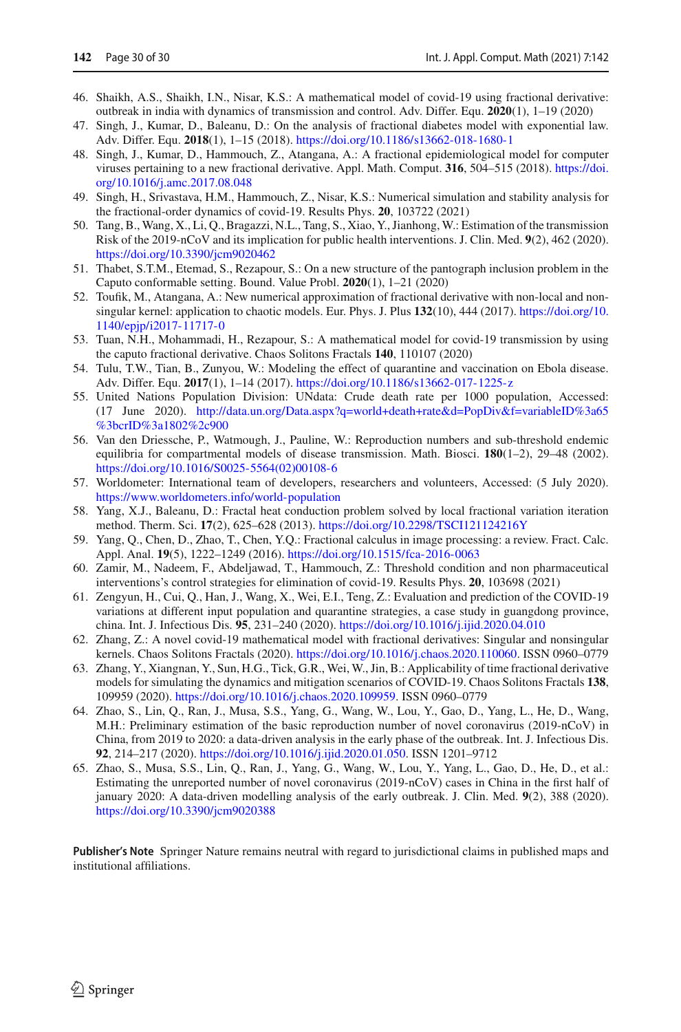46. Shaikh, A.S., Shaikh, I.N., Nisar, K.S.: A mathematical model of covid-19 using fractional derivative: outbreak in india with dynamics of transmission and control. Adv. Differ. Equ. **2020**(1), 1–19 (2020)
47. Singh, J., Kumar, D., Baleanu, D.: On the analysis of fractional diabetes model with exponential law. Adv. Differ. Equ. **2018**(1), 1–15 (2018). https://doi.org/10.1186/s13662-018-1680-1
48. Singh, J., Kumar, D., Hammouch, Z., Atangana, A.: A fractional epidemiological model for computer viruses pertaining to a new fractional derivative. Appl. Math. Comput. **316**, 504–515 (2018). https://doi.org/10.1016/j.amc.2017.08.048
49. Singh, H., Srivastava, H.M., Hammouch, Z., Nisar, K.S.: Numerical simulation and stability analysis for the fractional-order dynamics of covid-19. Results Phys. **20**, 103722 (2021)
50. Tang, B., Wang, X., Li, Q., Bragazzi, N.L., Tang, S., Xiao, Y., Jianhong, W.: Estimation of the transmission Risk of the 2019-nCoV and its implication for public health interventions. J. Clin. Med. **9**(2), 462 (2020). https://doi.org/10.3390/jcm9020462
51. Thabet, S.T.M., Etemad, S., Rezapour, S.: On a new structure of the pantograph inclusion problem in the Caputo conformable setting. Bound. Value Probl. **2020**(1), 1–21 (2020)
52. Toufik, M., Atangana, A.: New numerical approximation of fractional derivative with non-local and non-singular kernel: application to chaotic models. Eur. Phys. J. Plus **132**(10), 444 (2017). https://doi.org/10.1140/epjp/i2017-11717-0
53. Tuan, N.H., Mohammadi, H., Rezapour, S.: A mathematical model for covid-19 transmission by using the caputo fractional derivative. Chaos Solitons Fractals **140**, 110107 (2020)
54. Tulu, T.W., Tian, B., Zunyou, W.: Modeling the effect of quarantine and vaccination on Ebola disease. Adv. Differ. Equ. **2017**(1), 1–14 (2017). https://doi.org/10.1186/s13662-017-1225-z
55. United Nations Population Division: UNdata: Crude death rate per 1000 population, Accessed: (17 June 2020). http://data.un.org/Data.aspx?q=world+death+rate&d=PopDiv&f=variableID%3a65%3bcrID%3a1802%2c900
56. Van den Driessche, P., Watmough, J., Pauline, W.: Reproduction numbers and sub-threshold endemic equilibria for compartmental models of disease transmission. Math. Biosci. **180**(1–2), 29–48 (2002). https://doi.org/10.1016/S0025-5564(02)00108-6
57. Worldometer: International team of developers, researchers and volunteers, Accessed: (5 July 2020). https://www.worldometers.info/world-population
58. Yang, X.J., Baleanu, D.: Fractal heat conduction problem solved by local fractional variation iteration method. Therm. Sci. **17**(2), 625–628 (2013). https://doi.org/10.2298/TSCI121124216Y
59. Yang, Q., Chen, D., Zhao, T., Chen, Y.Q.: Fractional calculus in image processing: a review. Fract. Calc. Appl. Anal. **19**(5), 1222–1249 (2016). https://doi.org/10.1515/fca-2016-0063
60. Zamir, M., Nadeem, F., Abdeljawad, T., Hammouch, Z.: Threshold condition and non pharmaceutical interventions's control strategies for elimination of covid-19. Results Phys. **20**, 103698 (2021)
61. Zengyun, H., Cui, Q., Han, J., Wang, X., Wei, E.I., Teng, Z.: Evaluation and prediction of the COVID-19 variations at different input population and quarantine strategies, a case study in guangdong province, china. Int. J. Infectious Dis. **95**, 231–240 (2020). https://doi.org/10.1016/j.ijid.2020.04.010
62. Zhang, Z.: A novel covid-19 mathematical model with fractional derivatives: Singular and nonsingular kernels. Chaos Solitons Fractals (2020). https://doi.org/10.1016/j.chaos.2020.110060. ISSN 0960–0779
63. Zhang, Y., Xiangnan, Y., Sun, H.G., Tick, G.R., Wei, W., Jin, B.: Applicability of time fractional derivative models for simulating the dynamics and mitigation scenarios of COVID-19. Chaos Solitons Fractals **138**, 109959 (2020). https://doi.org/10.1016/j.chaos.2020.109959. ISSN 0960–0779
64. Zhao, S., Lin, Q., Ran, J., Musa, S.S., Yang, G., Wang, W., Lou, Y., Gao, D., Yang, L., He, D., Wang, M.H.: Preliminary estimation of the basic reproduction number of novel coronavirus (2019-nCoV) in China, from 2019 to 2020: a data-driven analysis in the early phase of the outbreak. Int. J. Infectious Dis. **92**, 214–217 (2020). https://doi.org/10.1016/j.ijid.2020.01.050. ISSN 1201–9712
65. Zhao, S., Musa, S.S., Lin, Q., Ran, J., Yang, G., Wang, W., Lou, Y., Yang, L., Gao, D., He, D., et al.: Estimating the unreported number of novel coronavirus (2019-nCoV) cases in China in the first half of january 2020: A data-driven modelling analysis of the early outbreak. J. Clin. Med. **9**(2), 388 (2020). https://doi.org/10.3390/jcm9020388

**Publisher's Note** Springer Nature remains neutral with regard to jurisdictional claims in published maps and institutional affiliations.